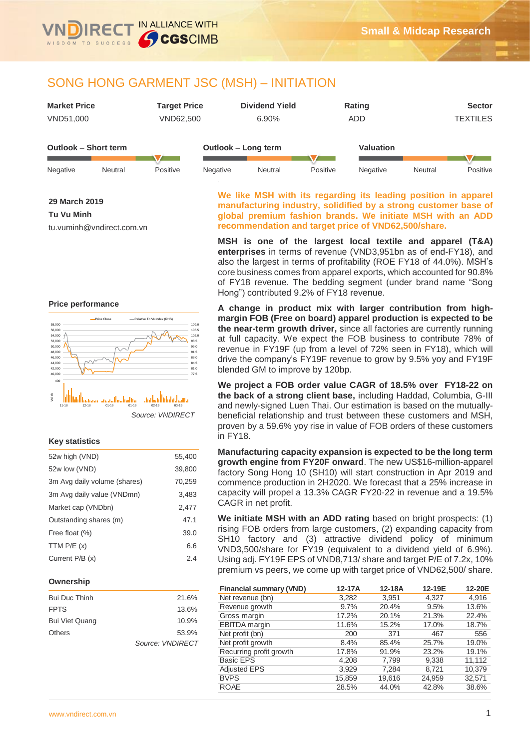# SONG HONG GARMENT JSC (MSH) – INITIATION

| Market Price | Target Price | Dividend Yield | Rating | Sector |
|---|---|---|---|---|
| VND51,000 | VND62,500 | 6.90% | ADD | TEXTILES |

| Outlook – Short term | Outlook – Long term | Valuation |
|---|---|---|
| Positive | Positive | Positive |

**29 March 2019**

**Tu Vu Minh**

tu.vuminh@vndirect.com.vn

**We like MSH with its regarding its leading position in apparel manufacturing industry, solidified by a strong customer base of global premium fashion brands. We initiate MSH with an ADD recommendation and target price of VND62,500/share.**

**MSH is one of the largest local textile and apparel (T&A) enterprises** in terms of revenue (VND3,951bn as of end-FY18), and also the largest in terms of profitability (ROE FY18 of 44.0%). MSH's core business comes from apparel exports, which accounted for 90.8% of FY18 revenue. The bedding segment (under brand name "Song Hong") contributed 9.2% of FY18 revenue.

**A change in product mix with larger contribution from high-margin FOB (Free on board) apparel production is expected to be the near-term growth driver,** since all factories are currently running at full capacity. We expect the FOB business to contribute 78% of revenue in FY19F (up from a level of 72% seen in FY18), which will drive the company's FY19F revenue to grow by 9.5% yoy and FY19F blended GM to improve by 120bp.

**We project a FOB order value CAGR of 18.5% over FY18-22 on the back of a strong client base,** including Haddad, Columbia, G-III and newly-signed Luen Thai. Our estimation is based on the mutually-beneficial relationship and trust between these customers and MSH, proven by a 59.6% yoy rise in value of FOB orders of these customers in FY18.

**Manufacturing capacity expansion is expected to be the long term growth engine from FY20F onward**. The new US$16-million-apparel factory Song Hong 10 (SH10) will start construction in Apr 2019 and commence production in 2H2020. We forecast that a 25% increase in capacity will propel a 13.3% CAGR FY20-22 in revenue and a 19.5% CAGR in net profit.

**We initiate MSH with an ADD rating** based on bright prospects: (1) rising FOB orders from large customers, (2) expanding capacity from SH10 factory and (3) attractive dividend policy of minimum VND3,500/share for FY19 (equivalent to a dividend yield of 6.9%). Using adj. FY19F EPS of VND8,713/ share and target P/E of 7.2x, 10% premium vs peers, we come up with target price of VND62,500/ share.

### Price performance

*Source: VNDIRECT*

### Key statistics

| | |
|---|---|
| 52w high (VND) | 55,400 |
| 52w low (VND) | 39,800 |
| 3m Avg daily volume (shares) | 70,259 |
| 3m Avg daily value (VNDmn) | 3,483 |
| Market cap (VNDbn) | 2,477 |
| Outstanding shares (m) | 47.1 |
| Free float (%) | 39.0 |
| TTM P/E (x) | 6.6 |
| Current P/B (x) | 2.4 |

### Ownership

| | |
|---|---|
| Bui Duc Thinh | 21.6% |
| FPTS | 13.6% |
| Bui Viet Quang | 10.9% |
| Others | 53.9% |

*Source: VNDIRECT*

| Financial summary (VND) | 12-17A | 12-18A | 12-19E | 12-20E |
|---|---|---|---|---|
| Net revenue (bn) | 3,282 | 3,951 | 4,327 | 4,916 |
| Revenue growth | 9.7% | 20.4% | 9.5% | 13.6% |
| Gross margin | 17.2% | 20.1% | 21.3% | 22.4% |
| EBITDA margin | 11.6% | 15.2% | 17.0% | 18.7% |
| Net profit (bn) | 200 | 371 | 467 | 556 |
| Net profit growth | 8.4% | 85.4% | 25.7% | 19.0% |
| Recurring profit growth | 17.8% | 91.9% | 23.2% | 19.1% |
| Basic EPS | 4,208 | 7,799 | 9,338 | 11,112 |
| Adjusted EPS | 3,929 | 7,284 | 8,721 | 10,379 |
| BVPS | 15,859 | 19,616 | 24,959 | 32,571 |
| ROAE | 28.5% | 44.0% | 42.8% | 38.6% |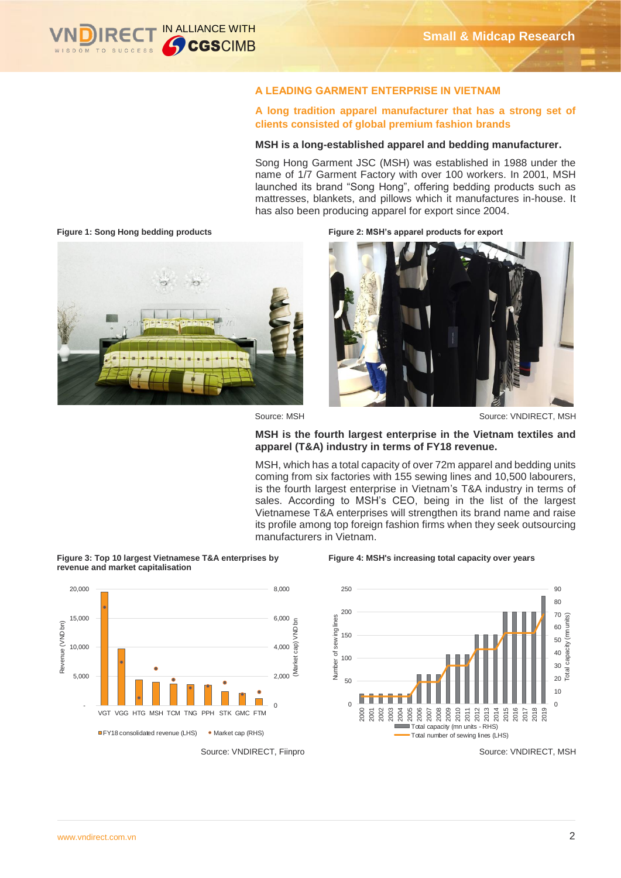## A LEADING GARMENT ENTERPRISE IN VIETNAM

### A long tradition apparel manufacturer that has a strong set of clients consisted of global premium fashion brands

**MSH is a long-established apparel and bedding manufacturer.**

Song Hong Garment JSC (MSH) was established in 1988 under the name of 1/7 Garment Factory with over 100 workers. In 2001, MSH launched its brand "Song Hong", offering bedding products such as mattresses, blankets, and pillows which it manufactures in-house. It has also been producing apparel for export since 2004.

**Figure 1: Song Hong bedding products**

Source: MSH

**Figure 2: MSH's apparel products for export**

Source: VNDIRECT, MSH

**MSH is the fourth largest enterprise in the Vietnam textiles and apparel (T&A) industry in terms of FY18 revenue.**

MSH, which has a total capacity of over 72m apparel and bedding units coming from six factories with 155 sewing lines and 10,500 labourers, is the fourth largest enterprise in Vietnam's T&A industry in terms of sales. According to MSH's CEO, being in the list of the largest Vietnamese T&A enterprises will strengthen its brand name and raise its profile among top foreign fashion firms when they seek outsourcing manufacturers in Vietnam.

**Figure 3: Top 10 largest Vietnamese T&A enterprises by revenue and market capitalisation**

Source: VNDIRECT, Fiinpro

**Figure 4: MSH's increasing total capacity over years**

Source: VNDIRECT, MSH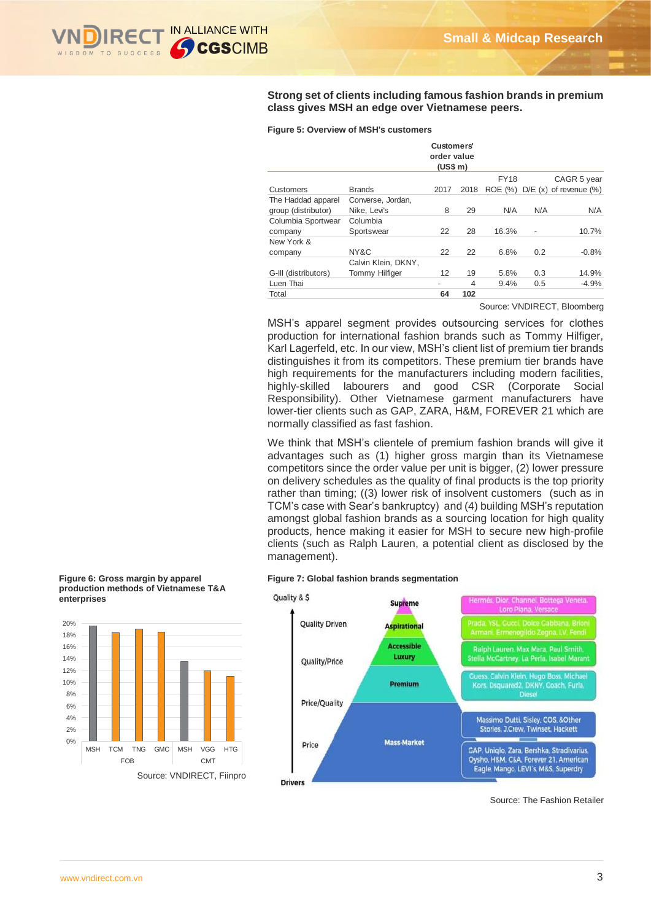**Strong set of clients including famous fashion brands in premium class gives MSH an edge over Vietnamese peers.**

**Figure 5: Overview of MSH's customers**

| Customers | Brands | Customers' order value (US$ m) 2017 | 2018 | FY18 ROE (%) | D/E (x) | CAGR 5 year of revenue (%) |
|---|---|---|---|---|---|---|
| The Haddad apparel group (distributor) | Converse, Jordan, Nike, Levi's | 8 | 29 | N/A | N/A | N/A |
| Columbia Sportwear company | Columbia Sportswear | 22 | 28 | 16.3% | - | 10.7% |
| New York & company | NY&C | 22 | 22 | 6.8% | 0.2 | -0.8% |
| G-III (distributors) | Calvin Klein, DKNY, Tommy Hilfiger | 12 | 19 | 5.8% | 0.3 | 14.9% |
| Luen Thai | | - | 4 | 9.4% | 0.5 | -4.9% |
| Total | | **64** | **102** | | | |

Source: VNDIRECT, Bloomberg

MSH's apparel segment provides outsourcing services for clothes production for international fashion brands such as Tommy Hilfiger, Karl Lagerfeld, etc. In our view, MSH's client list of premium tier brands distinguishes it from its competitors. These premium tier brands have high requirements for the manufacturers including modern facilities, highly-skilled labourers and good CSR (Corporate Social Responsibility). Other Vietnamese garment manufacturers have lower-tier clients such as GAP, ZARA, H&M, FOREVER 21 which are normally classified as fast fashion.

We think that MSH's clientele of premium fashion brands will give it advantages such as (1) higher gross margin than its Vietnamese competitors since the order value per unit is bigger, (2) lower pressure on delivery schedules as the quality of final products is the top priority rather than timing; ((3) lower risk of insolvent customers (such as in TCM's case with Sear's bankruptcy) and (4) building MSH's reputation amongst global fashion brands as a sourcing location for high quality products, hence making it easier for MSH to secure new high-profile clients (such as Ralph Lauren, a potential client as disclosed by the management).

**Figure 6: Gross margin by apparel production methods of Vietnamese T&A enterprises**

Source: VNDIRECT, Fiinpro

**Figure 7: Global fashion brands segmentation**

Source: The Fashion Retailer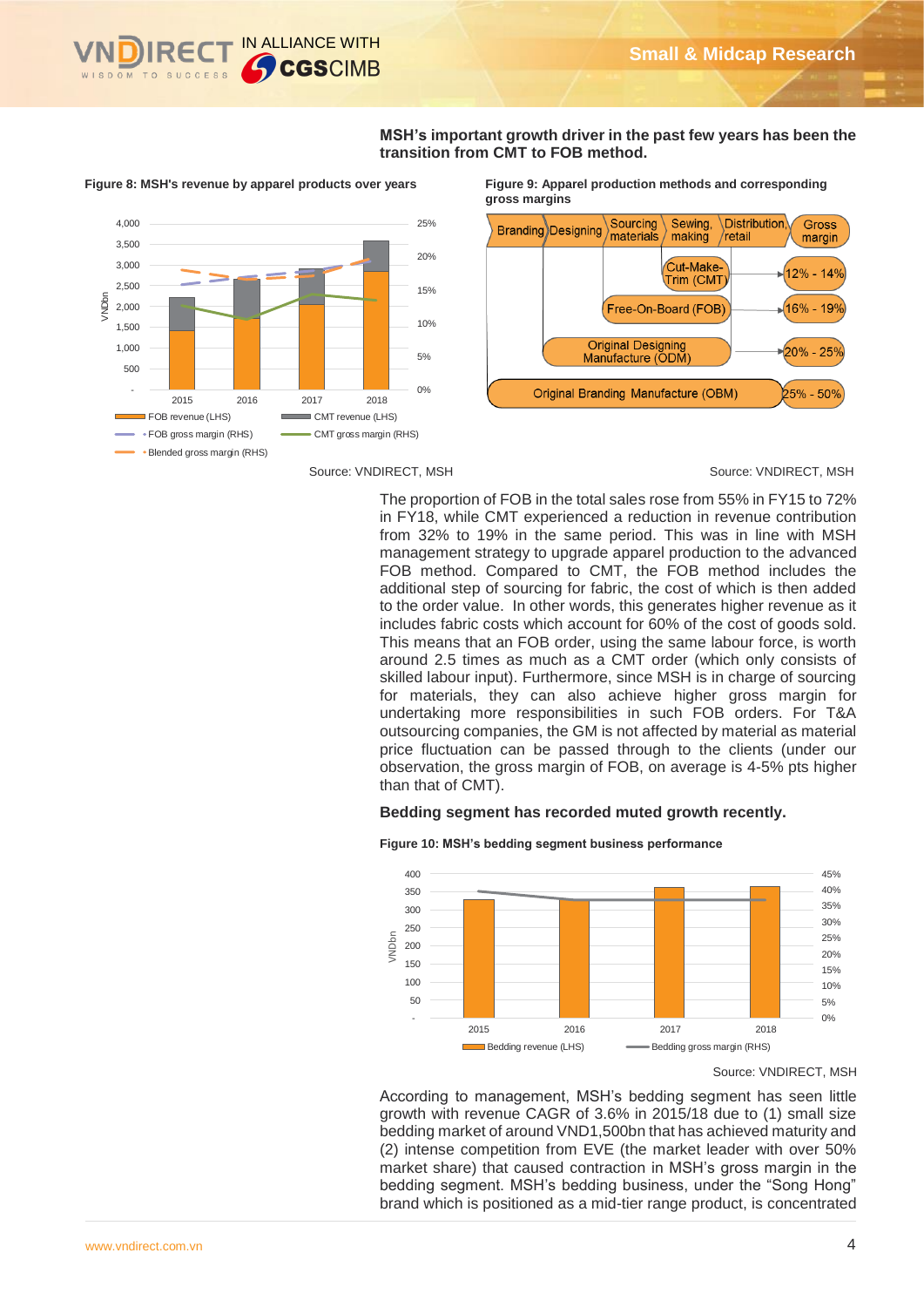**MSH's important growth driver in the past few years has been the transition from CMT to FOB method.**

**Figure 8: MSH's revenue by apparel products over years**

Source: VNDIRECT, MSH

**Figure 9: Apparel production methods and corresponding gross margins**

| Branding | Designing | Sourcing materials | Sewing, making | Distribution, retail | Gross margin |
|---|---|---|---|---|---|
| | | | Cut-Make-Trim (CMT) | | 12% - 14% |
| | | Free-On-Board (FOB) | | | 16% - 19% |
| | Original Designing Manufacture (ODM) | | | | 20% - 25% |
| Original Branding Manufacture (OBM) | | | | | 25% - 50% |

Source: VNDIRECT, MSH

The proportion of FOB in the total sales rose from 55% in FY15 to 72% in FY18, while CMT experienced a reduction in revenue contribution from 32% to 19% in the same period. This was in line with MSH management strategy to upgrade apparel production to the advanced FOB method. Compared to CMT, the FOB method includes the additional step of sourcing for fabric, the cost of which is then added to the order value. In other words, this generates higher revenue as it includes fabric costs which account for 60% of the cost of goods sold. This means that an FOB order, using the same labour force, is worth around 2.5 times as much as a CMT order (which only consists of skilled labour input). Furthermore, since MSH is in charge of sourcing for materials, they can also achieve higher gross margin for undertaking more responsibilities in such FOB orders. For T&A outsourcing companies, the GM is not affected by material as material price fluctuation can be passed through to the clients (under our observation, the gross margin of FOB, on average is 4-5% pts higher than that of CMT).

**Bedding segment has recorded muted growth recently.**

**Figure 10: MSH's bedding segment business performance**

Source: VNDIRECT, MSH

According to management, MSH's bedding segment has seen little growth with revenue CAGR of 3.6% in 2015/18 due to (1) small size bedding market of around VND1,500bn that has achieved maturity and (2) intense competition from EVE (the market leader with over 50% market share) that caused contraction in MSH's gross margin in the bedding segment. MSH's bedding business, under the "Song Hong" brand which is positioned as a mid-tier range product, is concentrated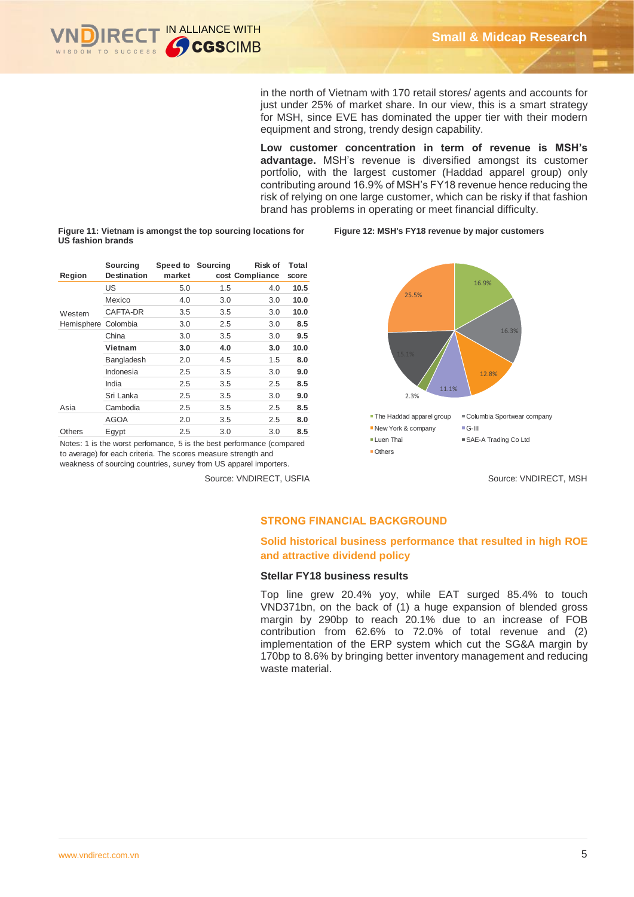in the north of Vietnam with 170 retail stores/ agents and accounts for just under 25% of market share. In our view, this is a smart strategy for MSH, since EVE has dominated the upper tier with their modern equipment and strong, trendy design capability.

**Low customer concentration in term of revenue is MSH's advantage.** MSH's revenue is diversified amongst its customer portfolio, with the largest customer (Haddad apparel group) only contributing around 16.9% of MSH's FY18 revenue hence reducing the risk of relying on one large customer, which can be risky if that fashion brand has problems in operating or meet financial difficulty.

**Figure 11: Vietnam is amongst the top sourcing locations for US fashion brands**

| Region | Sourcing Destination | Speed to market | Sourcing cost | Risk of Compliance | Total score |
|---|---|---|---|---|---|
| Western Hemisphere | US | 5.0 | 1.5 | 4.0 | **10.5** |
| | Mexico | 4.0 | 3.0 | 3.0 | **10.0** |
| | CAFTA-DR | 3.5 | 3.5 | 3.0 | **10.0** |
| | Colombia | 3.0 | 2.5 | 3.0 | **8.5** |
| Asia | China | 3.0 | 3.5 | 3.0 | **9.5** |
| | **Vietnam** | **3.0** | **4.0** | **3.0** | **10.0** |
| | Bangladesh | 2.0 | 4.5 | 1.5 | **8.0** |
| | Indonesia | 2.5 | 3.5 | 3.0 | **9.0** |
| | India | 2.5 | 3.5 | 2.5 | **8.5** |
| | Sri Lanka | 2.5 | 3.5 | 3.0 | **9.0** |
| | Cambodia | 2.5 | 3.5 | 2.5 | **8.5** |
| Others | AGOA | 2.0 | 3.5 | 2.5 | **8.0** |
| | Egypt | 2.5 | 3.0 | 3.0 | **8.5** |

Notes: 1 is the worst perfomance, 5 is the best performance (compared to average) for each criteria. The scores measure strength and weakness of sourcing countries, survey from US apparel importers.

Source: VNDIRECT, USFIA

**Figure 12: MSH's FY18 revenue by major customers**

| Customer | Share |
|---|---|
| The Haddad apparel group | 16.9% |
| Columbia Sportwear company | 16.3% |
| New York & company | 12.8% |
| G-III | 11.1% |
| Luen Thai | 2.3% |
| SAE-A Trading Co Ltd | 15.1% |
| Others | 25.5% |

Source: VNDIRECT, MSH

## STRONG FINANCIAL BACKGROUND

### Solid historical business performance that resulted in high ROE and attractive dividend policy

#### Stellar FY18 business results

Top line grew 20.4% yoy, while EAT surged 85.4% to touch VND371bn, on the back of (1) a huge expansion of blended gross margin by 290bp to reach 20.1% due to an increase of FOB contribution from 62.6% to 72.0% of total revenue and (2) implementation of the ERP system which cut the SG&A margin by 170bp to 8.6% by bringing better inventory management and reducing waste material.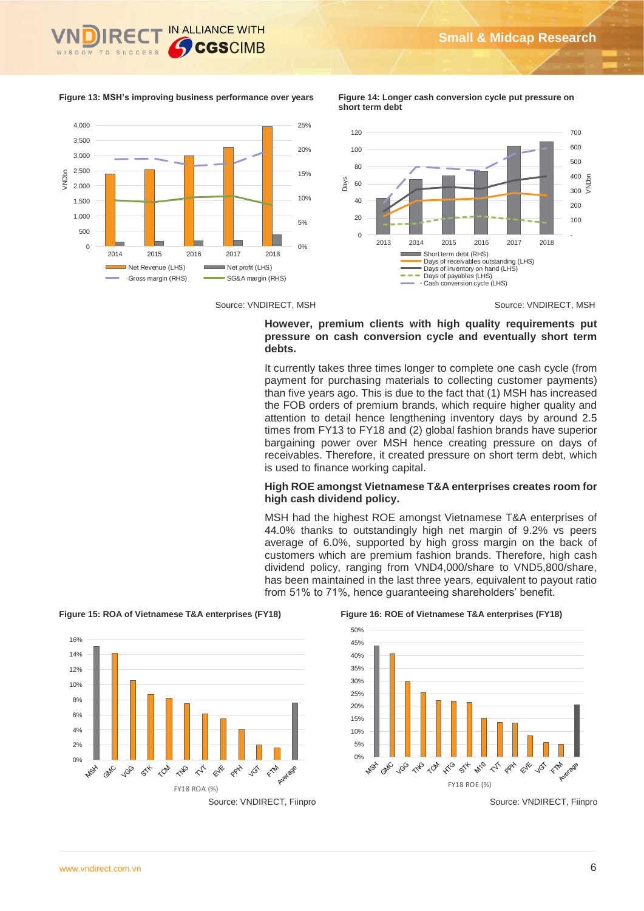**Figure 13: MSH's improving business performance over years**

Source: VNDIRECT, MSH

**Figure 14: Longer cash conversion cycle put pressure on short term debt**

Source: VNDIRECT, MSH

**However, premium clients with high quality requirements put pressure on cash conversion cycle and eventually short term debts.**

It currently takes three times longer to complete one cash cycle (from payment for purchasing materials to collecting customer payments) than five years ago. This is due to the fact that (1) MSH has increased the FOB orders of premium brands, which require higher quality and attention to detail hence lengthening inventory days by around 2.5 times from FY13 to FY18 and (2) global fashion brands have superior bargaining power over MSH hence creating pressure on days of receivables. Therefore, it created pressure on short term debt, which is used to finance working capital.

**High ROE amongst Vietnamese T&A enterprises creates room for high cash dividend policy.**

MSH had the highest ROE amongst Vietnamese T&A enterprises of 44.0% thanks to outstandingly high net margin of 9.2% vs peers average of 6.0%, supported by high gross margin on the back of customers which are premium fashion brands. Therefore, high cash dividend policy, ranging from VND4,000/share to VND5,800/share, has been maintained in the last three years, equivalent to payout ratio from 51% to 71%, hence guaranteeing shareholders' benefit.

**Figure 15: ROA of Vietnamese T&A enterprises (FY18)**

Source: VNDIRECT, Fiinpro

**Figure 16: ROE of Vietnamese T&A enterprises (FY18)**

Source: VNDIRECT, Fiinpro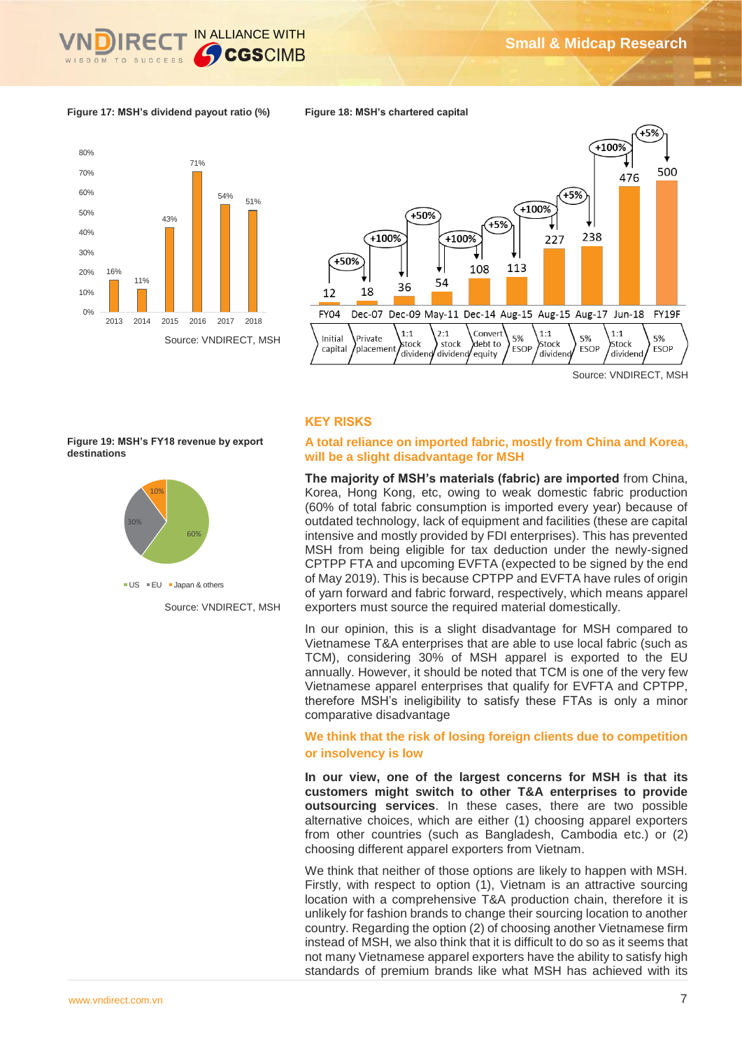**Figure 17: MSH's dividend payout ratio (%)**

| Year | Payout ratio |
|---|---|
| 2013 | 16% |
| 2014 | 11% |
| 2015 | 43% |
| 2016 | 71% |
| 2017 | 54% |
| 2018 | 51% |

Source: VNDIRECT, MSH

**Figure 18: MSH's chartered capital**

| Date | Chartered capital | Change | Event |
|---|---|---|---|
| FY04 | 12 | | Initial capital |
| Dec-07 | 18 | +50% | Private placement |
| Dec-09 | 36 | +100% | 1:1 stock dividend |
| May-11 | 54 | +50% | 2:1 stock dividend |
| Dec-14 | 108 | +100% | Convert debt to equity |
| Aug-15 | 113 | +5% | 5% ESOP |
| Aug-15 | 227 | +100% | 1:1 Stock dividend |
| Aug-17 | 238 | +5% | 5% ESOP |
| Jun-18 | 476 | +100% | 1:1 Stock dividend |
| FY19F | 500 | +5% | 5% ESOP |

Source: VNDIRECT, MSH

**Figure 19: MSH's FY18 revenue by export destinations**

| Destination | Share |
|---|---|
| US | 60% |
| EU | 30% |
| Japan & others | 10% |

Source: VNDIRECT, MSH

## KEY RISKS

### A total reliance on imported fabric, mostly from China and Korea, will be a slight disadvantage for MSH

**The majority of MSH's materials (fabric) are imported** from China, Korea, Hong Kong, etc, owing to weak domestic fabric production (60% of total fabric consumption is imported every year) because of outdated technology, lack of equipment and facilities (these are capital intensive and mostly provided by FDI enterprises). This has prevented MSH from being eligible for tax deduction under the newly-signed CPTPP FTA and upcoming EVFTA (expected to be signed by the end of May 2019). This is because CPTPP and EVFTA have rules of origin of yarn forward and fabric forward, respectively, which means apparel exporters must source the required material domestically.

In our opinion, this is a slight disadvantage for MSH compared to Vietnamese T&A enterprises that are able to use local fabric (such as TCM), considering 30% of MSH apparel is exported to the EU annually. However, it should be noted that TCM is one of the very few Vietnamese apparel enterprises that qualify for EVFTA and CPTPP, therefore MSH's ineligibility to satisfy these FTAs is only a minor comparative disadvantage

### We think that the risk of losing foreign clients due to competition or insolvency is low

**In our view, one of the largest concerns for MSH is that its customers might switch to other T&A enterprises to provide outsourcing services**. In these cases, there are two possible alternative choices, which are either (1) choosing apparel exporters from other countries (such as Bangladesh, Cambodia etc.) or (2) choosing different apparel exporters from Vietnam.

We think that neither of those options are likely to happen with MSH. Firstly, with respect to option (1), Vietnam is an attractive sourcing location with a comprehensive T&A production chain, therefore it is unlikely for fashion brands to change their sourcing location to another country. Regarding the option (2) of choosing another Vietnamese firm instead of MSH, we also think that it is difficult to do so as it seems that not many Vietnamese apparel exporters have the ability to satisfy high standards of premium brands like what MSH has achieved with its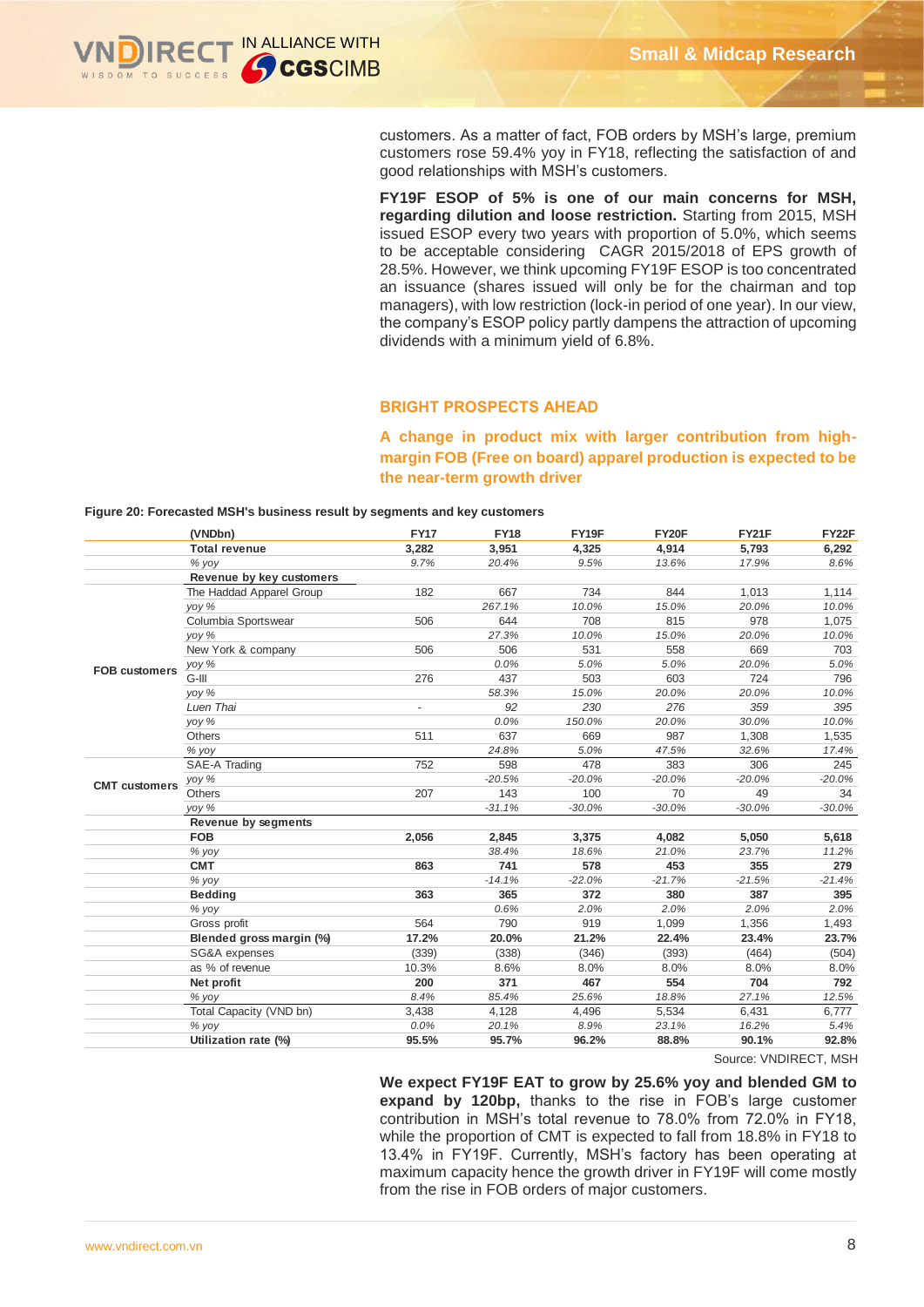customers. As a matter of fact, FOB orders by MSH's large, premium customers rose 59.4% yoy in FY18, reflecting the satisfaction of and good relationships with MSH's customers.

**FY19F ESOP of 5% is one of our main concerns for MSH, regarding dilution and loose restriction.** Starting from 2015, MSH issued ESOP every two years with proportion of 5.0%, which seems to be acceptable considering CAGR 2015/2018 of EPS growth of 28.5%. However, we think upcoming FY19F ESOP is too concentrated an issuance (shares issued will only be for the chairman and top managers), with low restriction (lock-in period of one year). In our view, the company's ESOP policy partly dampens the attraction of upcoming dividends with a minimum yield of 6.8%.

## BRIGHT PROSPECTS AHEAD

### A change in product mix with larger contribution from high-margin FOB (Free on board) apparel production is expected to be the near-term growth driver

**Figure 20: Forecasted MSH's business result by segments and key customers**

| | (VNDbn) | FY17 | FY18 | FY19F | FY20F | FY21F | FY22F |
|---|---|---|---|---|---|---|---|
| | **Total revenue** | 3,282 | 3,951 | 4,325 | 4,914 | 5,793 | 6,292 |
| | *% yoy* | *9.7%* | *20.4%* | *9.5%* | *13.6%* | *17.9%* | *8.6%* |
| | **Revenue by key customers** | | | | | | |
| **FOB customers** | The Haddad Apparel Group | 182 | 667 | 734 | 844 | 1,013 | 1,114 |
| | *yoy %* | | *267.1%* | *10.0%* | *15.0%* | *20.0%* | *10.0%* |
| | Columbia Sportswear | 506 | 644 | 708 | 815 | 978 | 1,075 |
| | *yoy %* | | *27.3%* | *10.0%* | *15.0%* | *20.0%* | *10.0%* |
| | New York & company | 506 | 506 | 531 | 558 | 669 | 703 |
| | *yoy %* | | *0.0%* | *5.0%* | *5.0%* | *20.0%* | *5.0%* |
| | G-III | 276 | 437 | 503 | 603 | 724 | 796 |
| | *yoy %* | | *58.3%* | *15.0%* | *20.0%* | *20.0%* | *10.0%* |
| | *Luen Thai* | - | *92* | *230* | *276* | *359* | *395* |
| | *yoy %* | | *0.0%* | *150.0%* | *20.0%* | *30.0%* | *10.0%* |
| | Others | 511 | 637 | 669 | 987 | 1,308 | 1,535 |
| | *% yoy* | | *24.8%* | *5.0%* | *47.5%* | *32.6%* | *17.4%* |
| **CMT customers** | SAE-A Trading | 752 | 598 | 478 | 383 | 306 | 245 |
| | *yoy %* | | *-20.5%* | *-20.0%* | *-20.0%* | *-20.0%* | *-20.0%* |
| | Others | 207 | 143 | 100 | 70 | 49 | 34 |
| | *yoy %* | | *-31.1%* | *-30.0%* | *-30.0%* | *-30.0%* | *-30.0%* |
| | **Revenue by segments** | | | | | | |
| | **FOB** | **2,056** | **2,845** | **3,375** | **4,082** | **5,050** | **5,618** |
| | *% yoy* | | *38.4%* | *18.6%* | *21.0%* | *23.7%* | *11.2%* |
| | **CMT** | **863** | **741** | **578** | **453** | **355** | **279** |
| | *% yoy* | | *-14.1%* | *-22.0%* | *-21.7%* | *-21.5%* | *-21.4%* |
| | **Bedding** | **363** | **365** | **372** | **380** | **387** | **395** |
| | *% yoy* | | *0.6%* | *2.0%* | *2.0%* | *2.0%* | *2.0%* |
| | Gross profit | 564 | 790 | 919 | 1,099 | 1,356 | 1,493 |
| | **Blended gross margin (%)** | **17.2%** | **20.0%** | **21.2%** | **22.4%** | **23.4%** | **23.7%** |
| | SG&A expenses | (339) | (338) | (346) | (393) | (464) | (504) |
| | as % of revenue | 10.3% | 8.6% | 8.0% | 8.0% | 8.0% | 8.0% |
| | **Net profit** | **200** | **371** | **467** | **554** | **704** | **792** |
| | *% yoy* | *8.4%* | *85.4%* | *25.6%* | *18.8%* | *27.1%* | *12.5%* |
| | Total Capacity (VND bn) | 3,438 | 4,128 | 4,496 | 5,534 | 6,431 | 6,777 |
| | *% yoy* | *0.0%* | *20.1%* | *8.9%* | *23.1%* | *16.2%* | *5.4%* |
| | **Utilization rate (%)** | **95.5%** | **95.7%** | **96.2%** | **88.8%** | **90.1%** | **92.8%** |

Source: VNDIRECT, MSH

**We expect FY19F EAT to grow by 25.6% yoy and blended GM to expand by 120bp,** thanks to the rise in FOB's large customer contribution in MSH's total revenue to 78.0% from 72.0% in FY18, while the proportion of CMT is expected to fall from 18.8% in FY18 to 13.4% in FY19F. Currently, MSH's factory has been operating at maximum capacity hence the growth driver in FY19F will come mostly from the rise in FOB orders of major customers.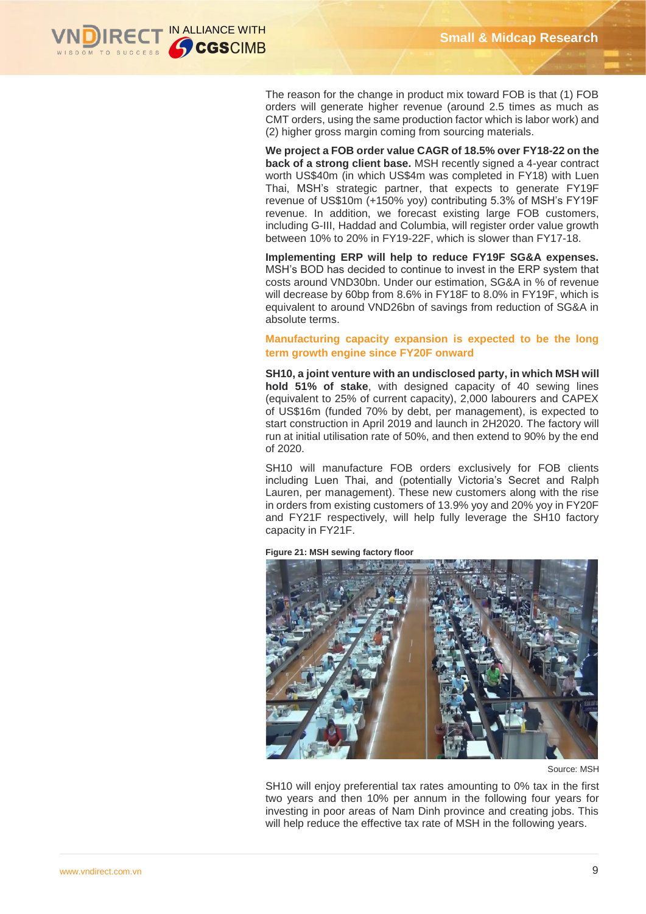The reason for the change in product mix toward FOB is that (1) FOB orders will generate higher revenue (around 2.5 times as much as CMT orders, using the same production factor which is labor work) and (2) higher gross margin coming from sourcing materials.

**We project a FOB order value CAGR of 18.5% over FY18-22 on the back of a strong client base.** MSH recently signed a 4-year contract worth US$40m (in which US$4m was completed in FY18) with Luen Thai, MSH's strategic partner, that expects to generate FY19F revenue of US$10m (+150% yoy) contributing 5.3% of MSH's FY19F revenue. In addition, we forecast existing large FOB customers, including G-III, Haddad and Columbia, will register order value growth between 10% to 20% in FY19-22F, which is slower than FY17-18.

**Implementing ERP will help to reduce FY19F SG&A expenses.** MSH's BOD has decided to continue to invest in the ERP system that costs around VND30bn. Under our estimation, SG&A in % of revenue will decrease by 60bp from 8.6% in FY18F to 8.0% in FY19F, which is equivalent to around VND26bn of savings from reduction of SG&A in absolute terms.

## Manufacturing capacity expansion is expected to be the long term growth engine since FY20F onward

**SH10, a joint venture with an undisclosed party, in which MSH will hold 51% of stake**, with designed capacity of 40 sewing lines (equivalent to 25% of current capacity), 2,000 labourers and CAPEX of US$16m (funded 70% by debt, per management), is expected to start construction in April 2019 and launch in 2H2020. The factory will run at initial utilisation rate of 50%, and then extend to 90% by the end of 2020.

SH10 will manufacture FOB orders exclusively for FOB clients including Luen Thai, and (potentially Victoria's Secret and Ralph Lauren, per management). These new customers along with the rise in orders from existing customers of 13.9% yoy and 20% yoy in FY20F and FY21F respectively, will help fully leverage the SH10 factory capacity in FY21F.

**Figure 21: MSH sewing factory floor**

Source: MSH

SH10 will enjoy preferential tax rates amounting to 0% tax in the first two years and then 10% per annum in the following four years for investing in poor areas of Nam Dinh province and creating jobs. This will help reduce the effective tax rate of MSH in the following years.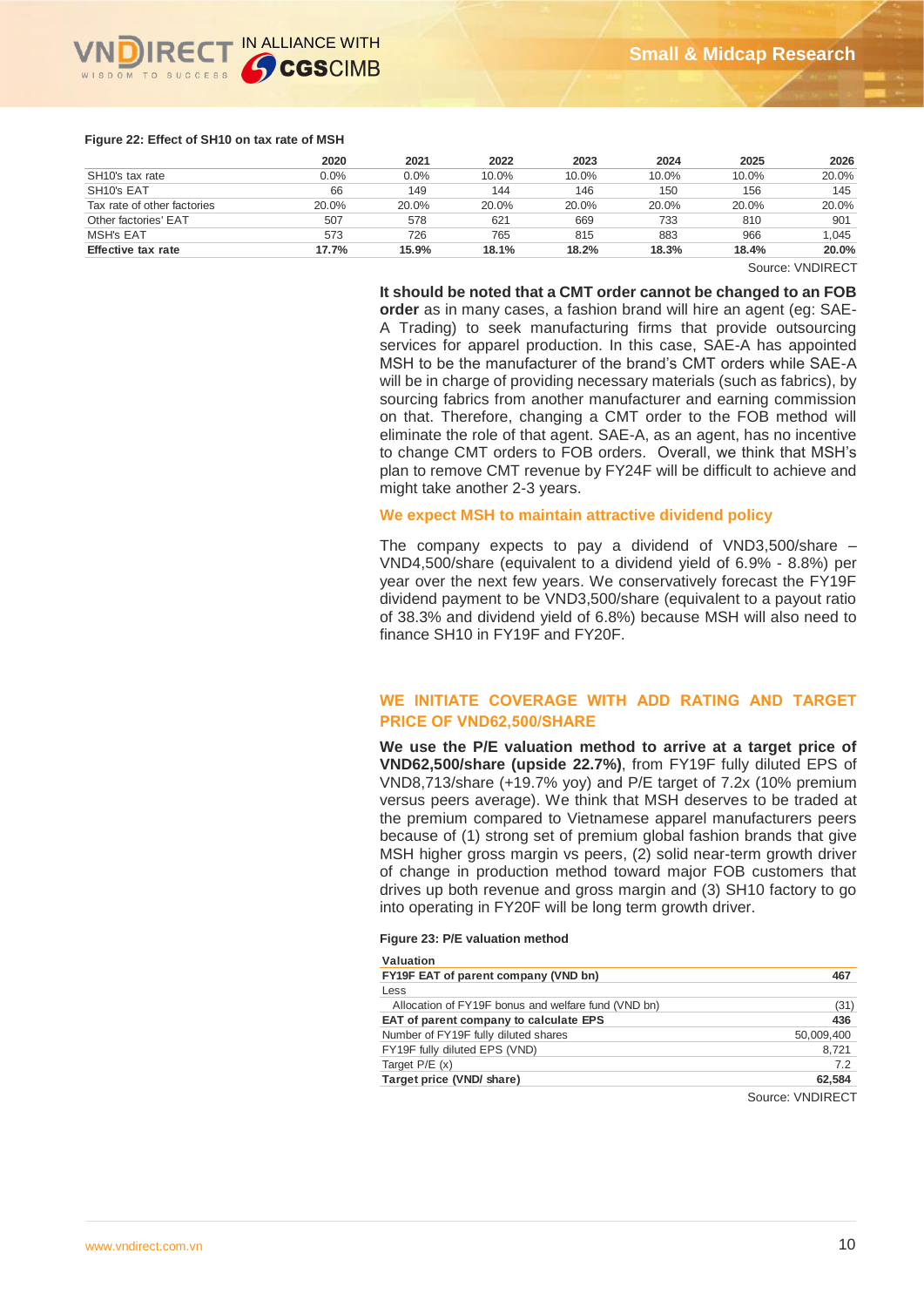**Figure 22: Effect of SH10 on tax rate of MSH**

| | 2020 | 2021 | 2022 | 2023 | 2024 | 2025 | 2026 |
|---|---|---|---|---|---|---|---|
| SH10's tax rate | 0.0% | 0.0% | 10.0% | 10.0% | 10.0% | 10.0% | 20.0% |
| SH10's EAT | 66 | 149 | 144 | 146 | 150 | 156 | 145 |
| Tax rate of other factories | 20.0% | 20.0% | 20.0% | 20.0% | 20.0% | 20.0% | 20.0% |
| Other factories' EAT | 507 | 578 | 621 | 669 | 733 | 810 | 901 |
| MSH's EAT | 573 | 726 | 765 | 815 | 883 | 966 | 1,045 |
| **Effective tax rate** | **17.7%** | **15.9%** | **18.1%** | **18.2%** | **18.3%** | **18.4%** | **20.0%** |

Source: VNDIRECT

**It should be noted that a CMT order cannot be changed to an FOB order** as in many cases, a fashion brand will hire an agent (eg: SAE-A Trading) to seek manufacturing firms that provide outsourcing services for apparel production. In this case, SAE-A has appointed MSH to be the manufacturer of the brand's CMT orders while SAE-A will be in charge of providing necessary materials (such as fabrics), by sourcing fabrics from another manufacturer and earning commission on that. Therefore, changing a CMT order to the FOB method will eliminate the role of that agent. SAE-A, as an agent, has no incentive to change CMT orders to FOB orders. Overall, we think that MSH's plan to remove CMT revenue by FY24F will be difficult to achieve and might take another 2-3 years.

### We expect MSH to maintain attractive dividend policy

The company expects to pay a dividend of VND3,500/share – VND4,500/share (equivalent to a dividend yield of 6.9% - 8.8%) per year over the next few years. We conservatively forecast the FY19F dividend payment to be VND3,500/share (equivalent to a payout ratio of 38.3% and dividend yield of 6.8%) because MSH will also need to finance SH10 in FY19F and FY20F.

## WE INITIATE COVERAGE WITH ADD RATING AND TARGET PRICE OF VND62,500/SHARE

**We use the P/E valuation method to arrive at a target price of VND62,500/share (upside 22.7%)**, from FY19F fully diluted EPS of VND8,713/share (+19.7% yoy) and P/E target of 7.2x (10% premium versus peers average). We think that MSH deserves to be traded at the premium compared to Vietnamese apparel manufacturers peers because of (1) strong set of premium global fashion brands that give MSH higher gross margin vs peers, (2) solid near-term growth driver of change in production method toward major FOB customers that drives up both revenue and gross margin and (3) SH10 factory to go into operating in FY20F will be long term growth driver.

**Figure 23: P/E valuation method**

| **Valuation** | |
|---|---|
| **FY19F EAT of parent company (VND bn)** | **467** |
| Less | |
| Allocation of FY19F bonus and welfare fund (VND bn) | (31) |
| **EAT of parent company to calculate EPS** | **436** |
| Number of FY19F fully diluted shares | 50,009,400 |
| FY19F fully diluted EPS (VND) | 8,721 |
| Target P/E (x) | 7.2 |
| **Target price (VND/ share)** | **62,584** |

Source: VNDIRECT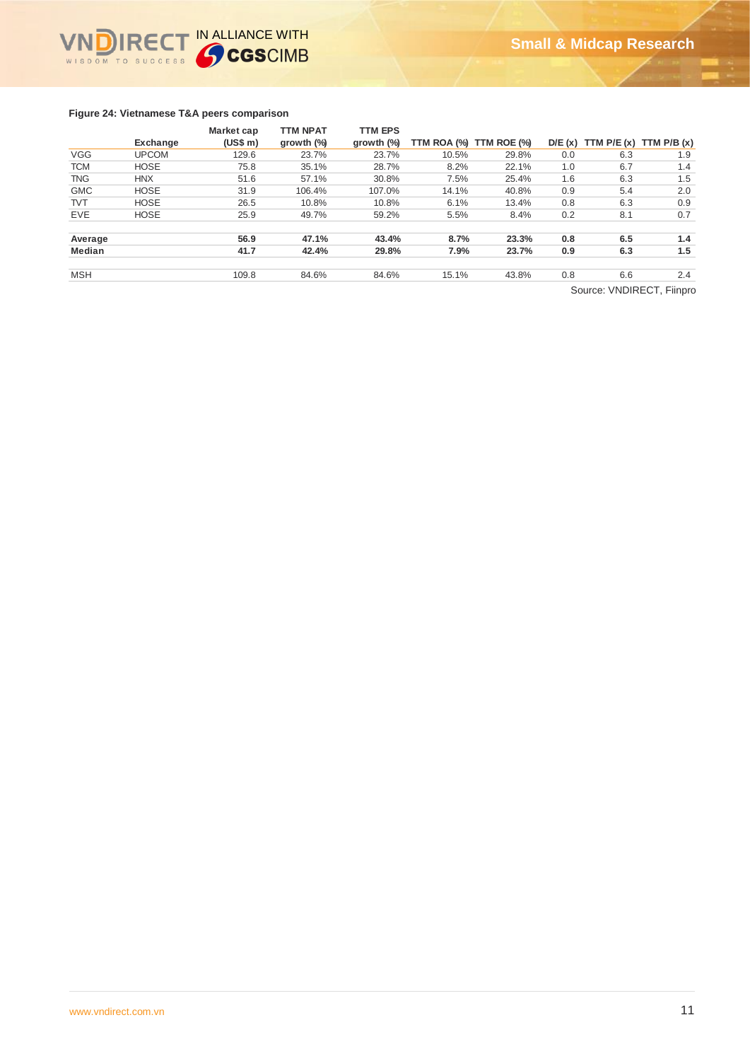**Figure 24: Vietnamese T&A peers comparison**

| | Exchange | Market cap (US$ m) | TTM NPAT growth (%) | TTM EPS growth (%) | TTM ROA (%) | TTM ROE (%) | D/E (x) | TTM P/E (x) | TTM P/B (x) |
|---|---|---|---|---|---|---|---|---|---|
| VGG | UPCOM | 129.6 | 23.7% | 23.7% | 10.5% | 29.8% | 0.0 | 6.3 | 1.9 |
| TCM | HOSE | 75.8 | 35.1% | 28.7% | 8.2% | 22.1% | 1.0 | 6.7 | 1.4 |
| TNG | HNX | 51.6 | 57.1% | 30.8% | 7.5% | 25.4% | 1.6 | 6.3 | 1.5 |
| GMC | HOSE | 31.9 | 106.4% | 107.0% | 14.1% | 40.8% | 0.9 | 5.4 | 2.0 |
| TVT | HOSE | 26.5 | 10.8% | 10.8% | 6.1% | 13.4% | 0.8 | 6.3 | 0.9 |
| EVE | HOSE | 25.9 | 49.7% | 59.2% | 5.5% | 8.4% | 0.2 | 8.1 | 0.7 |
| **Average** | | **56.9** | **47.1%** | **43.4%** | **8.7%** | **23.3%** | **0.8** | **6.5** | **1.4** |
| **Median** | | **41.7** | **42.4%** | **29.8%** | **7.9%** | **23.7%** | **0.9** | **6.3** | **1.5** |
| MSH | | 109.8 | 84.6% | 84.6% | 15.1% | 43.8% | 0.8 | 6.6 | 2.4 |

Source: VNDIRECT, Fiinpro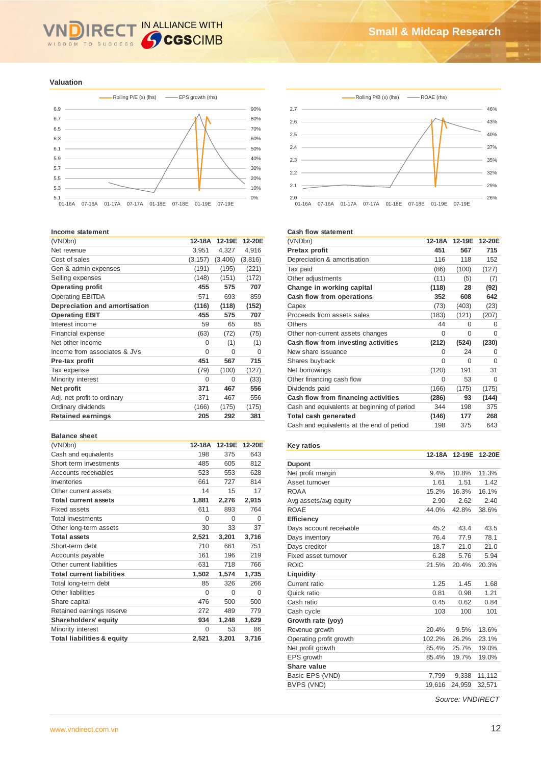## Valuation

Rolling P/E (x) (lhs) — EPS growth (rhs)

Rolling P/B (x) (lhs) — ROAE (rhs)

### Income statement

| (VNDbn) | 12-18A | 12-19E | 12-20E |
|---|---|---|---|
| Net revenue | 3,951 | 4,327 | 4,916 |
| Cost of sales | (3,157) | (3,406) | (3,816) |
| Gen & admin expenses | (191) | (195) | (221) |
| Selling expenses | (148) | (151) | (172) |
| **Operating profit** | **455** | **575** | **707** |
| Operating EBITDA | 571 | 693 | 859 |
| **Depreciation and amortisation** | **(116)** | **(118)** | **(152)** |
| **Operating EBIT** | **455** | **575** | **707** |
| Interest income | 59 | 65 | 85 |
| Financial expense | (63) | (72) | (75) |
| Net other income | 0 | (1) | (1) |
| Income from associates & JVs | 0 | 0 | 0 |
| **Pre-tax profit** | **451** | **567** | **715** |
| Tax expense | (79) | (100) | (127) |
| Minority interest | 0 | 0 | (33) |
| **Net profit** | **371** | **467** | **556** |
| Adj. net profit to ordinary | 371 | 467 | 556 |
| Ordinary dividends | (166) | (175) | (175) |
| **Retained earnings** | **205** | **292** | **381** |

### Balance sheet

| (VNDbn) | 12-18A | 12-19E | 12-20E |
|---|---|---|---|
| Cash and equivalents | 198 | 375 | 643 |
| Short term investments | 485 | 605 | 812 |
| Accounts receivables | 523 | 553 | 628 |
| Inventories | 661 | 727 | 814 |
| Other current assets | 14 | 15 | 17 |
| **Total current assets** | **1,881** | **2,276** | **2,915** |
| Fixed assets | 611 | 893 | 764 |
| Total investments | 0 | 0 | 0 |
| Other long-term assets | 30 | 33 | 37 |
| **Total assets** | **2,521** | **3,201** | **3,716** |
| Short-term debt | 710 | 661 | 751 |
| Accounts payable | 161 | 196 | 219 |
| Other current liabilities | 631 | 718 | 766 |
| **Total current liabilities** | **1,502** | **1,574** | **1,735** |
| Total long-term debt | 85 | 326 | 266 |
| Other liabilities | 0 | 0 | 0 |
| Share capital | 476 | 500 | 500 |
| Retained earnings reserve | 272 | 489 | 779 |
| **Shareholders' equity** | **934** | **1,248** | **1,629** |
| Minority interest | 0 | 53 | 86 |
| **Total liabilities & equity** | **2,521** | **3,201** | **3,716** |

### Cash flow statement

| (VNDbn) | 12-18A | 12-19E | 12-20E |
|---|---|---|---|
| **Pretax profit** | **451** | **567** | **715** |
| Depreciation & amortisation | 116 | 118 | 152 |
| Tax paid | (86) | (100) | (127) |
| Other adjustments | (11) | (5) | (7) |
| **Change in working capital** | **(118)** | **28** | **(92)** |
| **Cash flow from operations** | **352** | **608** | **642** |
| Capex | (73) | (403) | (23) |
| Proceeds from assets sales | (183) | (121) | (207) |
| Others | 44 | 0 | 0 |
| Other non-current assets changes | 0 | 0 | 0 |
| **Cash flow from investing activities** | **(212)** | **(524)** | **(230)** |
| New share issuance | 0 | 24 | 0 |
| Shares buyback | 0 | 0 | 0 |
| Net borrowings | (120) | 191 | 31 |
| Other financing cash flow | 0 | 53 | 0 |
| Dividends paid | (166) | (175) | (175) |
| **Cash flow from financing activities** | **(286)** | **93** | **(144)** |
| Cash and equivalents at beginning of period | 344 | 198 | 375 |
| **Total cash generated** | **(146)** | **177** | **268** |
| Cash and equivalents at the end of period | 198 | 375 | 643 |

### Key ratios

| | 12-18A | 12-19E | 12-20E |
|---|---|---|---|
| **Dupont** | | | |
| Net profit margin | 9.4% | 10.8% | 11.3% |
| Asset turnover | 1.61 | 1.51 | 1.42 |
| ROAA | 15.2% | 16.3% | 16.1% |
| Avg assets/avg equity | 2.90 | 2.62 | 2.40 |
| ROAE | 44.0% | 42.8% | 38.6% |
| **Efficiency** | | | |
| Days account receivable | 45.2 | 43.4 | 43.5 |
| Days inventory | 76.4 | 77.9 | 78.1 |
| Days creditor | 18.7 | 21.0 | 21.0 |
| Fixed asset turnover | 6.28 | 5.76 | 5.94 |
| ROIC | 21.5% | 20.4% | 20.3% |
| **Liquidity** | | | |
| Current ratio | 1.25 | 1.45 | 1.68 |
| Quick ratio | 0.81 | 0.98 | 1.21 |
| Cash ratio | 0.45 | 0.62 | 0.84 |
| Cash cycle | 103 | 100 | 101 |
| **Growth rate (yoy)** | | | |
| Revenue growth | 20.4% | 9.5% | 13.6% |
| Operating profit growth | 102.2% | 26.2% | 23.1% |
| Net profit growth | 85.4% | 25.7% | 19.0% |
| EPS growth | 85.4% | 19.7% | 19.0% |
| **Share value** | | | |
| Basic EPS (VND) | 7,799 | 9,338 | 11,112 |
| BVPS (VND) | 19,616 | 24,959 | 32,571 |

*Source: VNDIRECT*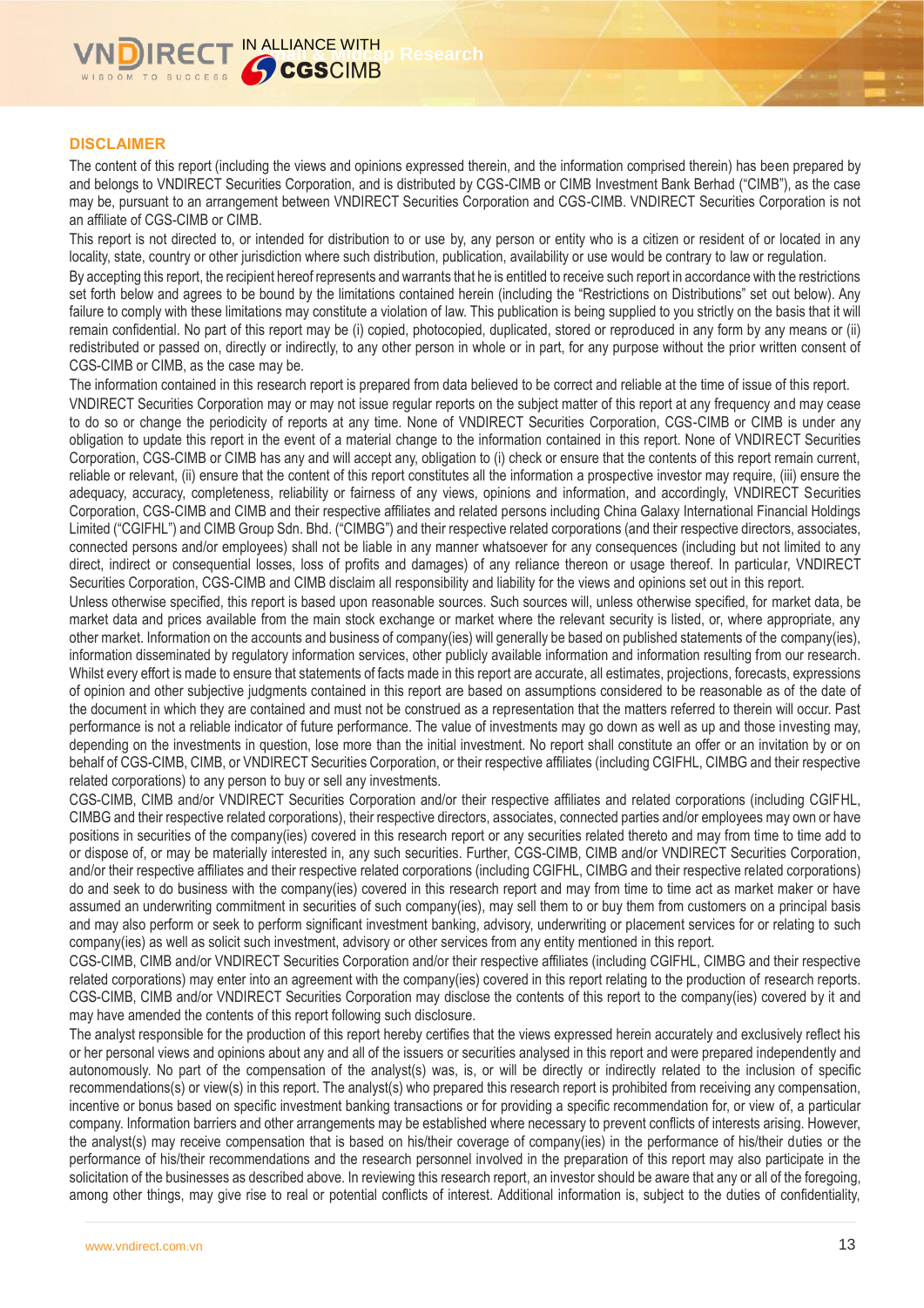## DISCLAIMER

The content of this report (including the views and opinions expressed therein, and the information comprised therein) has been prepared by and belongs to VNDIRECT Securities Corporation, and is distributed by CGS-CIMB or CIMB Investment Bank Berhad ("CIMB"), as the case may be, pursuant to an arrangement between VNDIRECT Securities Corporation and CGS-CIMB. VNDIRECT Securities Corporation is not an affiliate of CGS-CIMB or CIMB.

This report is not directed to, or intended for distribution to or use by, any person or entity who is a citizen or resident of or located in any locality, state, country or other jurisdiction where such distribution, publication, availability or use would be contrary to law or regulation.

By accepting this report, the recipient hereof represents and warrants that he is entitled to receive such report in accordance with the restrictions set forth below and agrees to be bound by the limitations contained herein (including the "Restrictions on Distributions" set out below). Any failure to comply with these limitations may constitute a violation of law. This publication is being supplied to you strictly on the basis that it will remain confidential. No part of this report may be (i) copied, photocopied, duplicated, stored or reproduced in any form by any means or (ii) redistributed or passed on, directly or indirectly, to any other person in whole or in part, for any purpose without the prior written consent of CGS-CIMB or CIMB, as the case may be.

The information contained in this research report is prepared from data believed to be correct and reliable at the time of issue of this report. VNDIRECT Securities Corporation may or may not issue regular reports on the subject matter of this report at any frequency and may cease to do so or change the periodicity of reports at any time. None of VNDIRECT Securities Corporation, CGS-CIMB or CIMB is under any obligation to update this report in the event of a material change to the information contained in this report. None of VNDIRECT Securities Corporation, CGS-CIMB or CIMB has any and will accept any, obligation to (i) check or ensure that the contents of this report remain current, reliable or relevant, (ii) ensure that the content of this report constitutes all the information a prospective investor may require, (iii) ensure the adequacy, accuracy, completeness, reliability or fairness of any views, opinions and information, and accordingly, VNDIRECT Securities Corporation, CGS-CIMB and CIMB and their respective affiliates and related persons including China Galaxy International Financial Holdings Limited ("CGIFHL") and CIMB Group Sdn. Bhd. ("CIMBG") and their respective related corporations (and their respective directors, associates, connected persons and/or employees) shall not be liable in any manner whatsoever for any consequences (including but not limited to any direct, indirect or consequential losses, loss of profits and damages) of any reliance thereon or usage thereof. In particular, VNDIRECT Securities Corporation, CGS-CIMB and CIMB disclaim all responsibility and liability for the views and opinions set out in this report.

Unless otherwise specified, this report is based upon reasonable sources. Such sources will, unless otherwise specified, for market data, be market data and prices available from the main stock exchange or market where the relevant security is listed, or, where appropriate, any other market. Information on the accounts and business of company(ies) will generally be based on published statements of the company(ies), information disseminated by regulatory information services, other publicly available information and information resulting from our research. Whilst every effort is made to ensure that statements of facts made in this report are accurate, all estimates, projections, forecasts, expressions of opinion and other subjective judgments contained in this report are based on assumptions considered to be reasonable as of the date of the document in which they are contained and must not be construed as a representation that the matters referred to therein will occur. Past performance is not a reliable indicator of future performance. The value of investments may go down as well as up and those investing may, depending on the investments in question, lose more than the initial investment. No report shall constitute an offer or an invitation by or on behalf of CGS-CIMB, CIMB, or VNDIRECT Securities Corporation, or their respective affiliates (including CGIFHL, CIMBG and their respective related corporations) to any person to buy or sell any investments.

CGS-CIMB, CIMB and/or VNDIRECT Securities Corporation and/or their respective affiliates and related corporations (including CGIFHL, CIMBG and their respective related corporations), their respective directors, associates, connected parties and/or employees may own or have positions in securities of the company(ies) covered in this research report or any securities related thereto and may from time to time add to or dispose of, or may be materially interested in, any such securities. Further, CGS-CIMB, CIMB and/or VNDIRECT Securities Corporation, and/or their respective affiliates and their respective related corporations (including CGIFHL, CIMBG and their respective related corporations) do and seek to do business with the company(ies) covered in this research report and may from time to time act as market maker or have assumed an underwriting commitment in securities of such company(ies), may sell them to or buy them from customers on a principal basis and may also perform or seek to perform significant investment banking, advisory, underwriting or placement services for or relating to such company(ies) as well as solicit such investment, advisory or other services from any entity mentioned in this report.

CGS-CIMB, CIMB and/or VNDIRECT Securities Corporation and/or their respective affiliates (including CGIFHL, CIMBG and their respective related corporations) may enter into an agreement with the company(ies) covered in this report relating to the production of research reports. CGS-CIMB, CIMB and/or VNDIRECT Securities Corporation may disclose the contents of this report to the company(ies) covered by it and may have amended the contents of this report following such disclosure.

The analyst responsible for the production of this report hereby certifies that the views expressed herein accurately and exclusively reflect his or her personal views and opinions about any and all of the issuers or securities analysed in this report and were prepared independently and autonomously. No part of the compensation of the analyst(s) was, is, or will be directly or indirectly related to the inclusion of specific recommendations(s) or view(s) in this report. The analyst(s) who prepared this research report is prohibited from receiving any compensation, incentive or bonus based on specific investment banking transactions or for providing a specific recommendation for, or view of, a particular company. Information barriers and other arrangements may be established where necessary to prevent conflicts of interests arising. However, the analyst(s) may receive compensation that is based on his/their coverage of company(ies) in the performance of his/their duties or the performance of his/their recommendations and the research personnel involved in the preparation of this report may also participate in the solicitation of the businesses as described above. In reviewing this research report, an investor should be aware that any or all of the foregoing, among other things, may give rise to real or potential conflicts of interest. Additional information is, subject to the duties of confidentiality,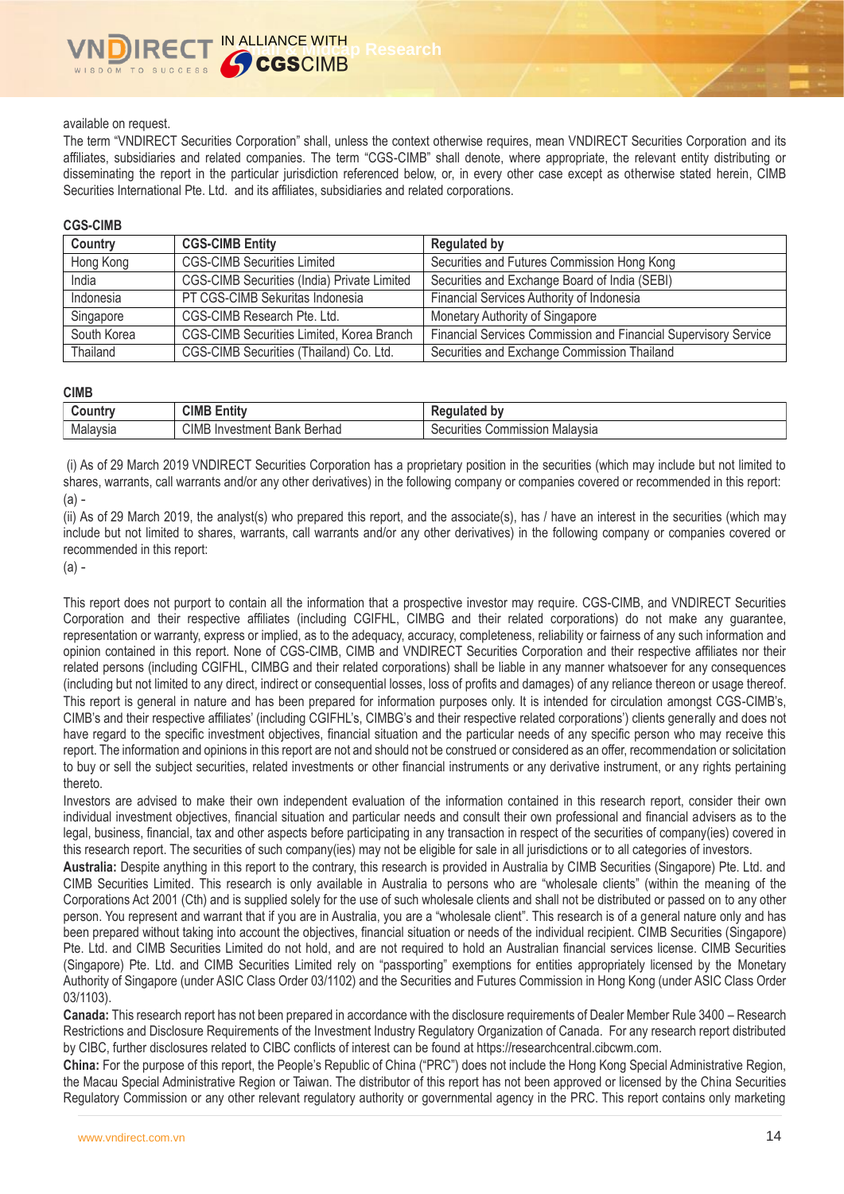available on request.

The term "VNDIRECT Securities Corporation" shall, unless the context otherwise requires, mean VNDIRECT Securities Corporation and its affiliates, subsidiaries and related companies. The term "CGS-CIMB" shall denote, where appropriate, the relevant entity distributing or disseminating the report in the particular jurisdiction referenced below, or, in every other case except as otherwise stated herein, CIMB Securities International Pte. Ltd. and its affiliates, subsidiaries and related corporations.

**CGS-CIMB**

| Country | CGS-CIMB Entity | Regulated by |
|---|---|---|
| Hong Kong | CGS-CIMB Securities Limited | Securities and Futures Commission Hong Kong |
| India | CGS-CIMB Securities (India) Private Limited | Securities and Exchange Board of India (SEBI) |
| Indonesia | PT CGS-CIMB Sekuritas Indonesia | Financial Services Authority of Indonesia |
| Singapore | CGS-CIMB Research Pte. Ltd. | Monetary Authority of Singapore |
| South Korea | CGS-CIMB Securities Limited, Korea Branch | Financial Services Commission and Financial Supervisory Service |
| Thailand | CGS-CIMB Securities (Thailand) Co. Ltd. | Securities and Exchange Commission Thailand |

**CIMB**

| Country | CIMB Entity | Regulated by |
|---|---|---|
| Malaysia | CIMB Investment Bank Berhad | Securities Commission Malaysia |

(i) As of 29 March 2019 VNDIRECT Securities Corporation has a proprietary position in the securities (which may include but not limited to shares, warrants, call warrants and/or any other derivatives) in the following company or companies covered or recommended in this report:
(a) -

(ii) As of 29 March 2019, the analyst(s) who prepared this report, and the associate(s), has / have an interest in the securities (which may include but not limited to shares, warrants, call warrants and/or any other derivatives) in the following company or companies covered or recommended in this report:
(a) -

This report does not purport to contain all the information that a prospective investor may require. CGS-CIMB, and VNDIRECT Securities Corporation and their respective affiliates (including CGIFHL, CIMBG and their related corporations) do not make any guarantee, representation or warranty, express or implied, as to the adequacy, accuracy, completeness, reliability or fairness of any such information and opinion contained in this report. None of CGS-CIMB, CIMB and VNDIRECT Securities Corporation and their respective affiliates nor their related persons (including CGIFHL, CIMBG and their related corporations) shall be liable in any manner whatsoever for any consequences (including but not limited to any direct, indirect or consequential losses, loss of profits and damages) of any reliance thereon or usage thereof.
This report is general in nature and has been prepared for information purposes only. It is intended for circulation amongst CGS-CIMB's, CIMB's and their respective affiliates' (including CGIFHL's, CIMBG's and their respective related corporations') clients generally and does not have regard to the specific investment objectives, financial situation and the particular needs of any specific person who may receive this report. The information and opinions in this report are not and should not be construed or considered as an offer, recommendation or solicitation to buy or sell the subject securities, related investments or other financial instruments or any derivative instrument, or any rights pertaining thereto.
Investors are advised to make their own independent evaluation of the information contained in this research report, consider their own individual investment objectives, financial situation and particular needs and consult their own professional and financial advisers as to the legal, business, financial, tax and other aspects before participating in any transaction in respect of the securities of company(ies) covered in this research report. The securities of such company(ies) may not be eligible for sale in all jurisdictions or to all categories of investors.

**Australia:** Despite anything in this report to the contrary, this research is provided in Australia by CIMB Securities (Singapore) Pte. Ltd. and CIMB Securities Limited. This research is only available in Australia to persons who are "wholesale clients" (within the meaning of the Corporations Act 2001 (Cth) and is supplied solely for the use of such wholesale clients and shall not be distributed or passed on to any other person. You represent and warrant that if you are in Australia, you are a "wholesale client". This research is of a general nature only and has been prepared without taking into account the objectives, financial situation or needs of the individual recipient. CIMB Securities (Singapore) Pte. Ltd. and CIMB Securities Limited do not hold, and are not required to hold an Australian financial services license. CIMB Securities (Singapore) Pte. Ltd. and CIMB Securities Limited rely on "passporting" exemptions for entities appropriately licensed by the Monetary Authority of Singapore (under ASIC Class Order 03/1102) and the Securities and Futures Commission in Hong Kong (under ASIC Class Order 03/1103).

**Canada:** This research report has not been prepared in accordance with the disclosure requirements of Dealer Member Rule 3400 – Research Restrictions and Disclosure Requirements of the Investment Industry Regulatory Organization of Canada. For any research report distributed by CIBC, further disclosures related to CIBC conflicts of interest can be found at https://researchcentral.cibcwm.com.

**China:** For the purpose of this report, the People's Republic of China ("PRC") does not include the Hong Kong Special Administrative Region, the Macau Special Administrative Region or Taiwan. The distributor of this report has not been approved or licensed by the China Securities Regulatory Commission or any other relevant regulatory authority or governmental agency in the PRC. This report contains only marketing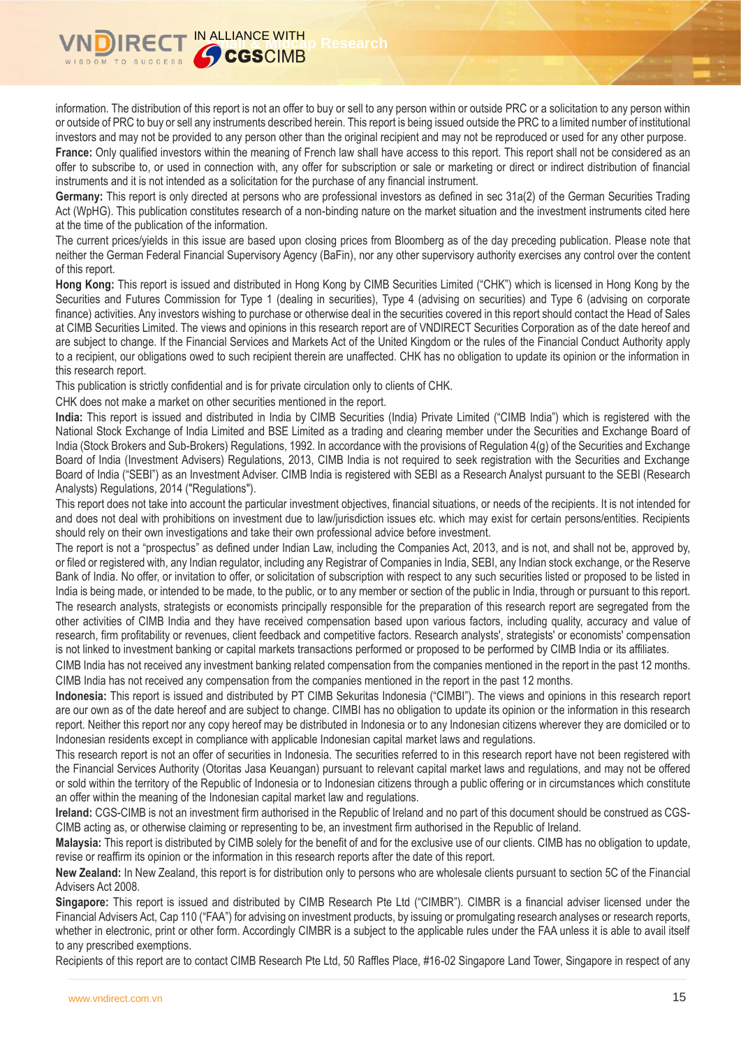information. The distribution of this report is not an offer to buy or sell to any person within or outside PRC or a solicitation to any person within or outside of PRC to buy or sell any instruments described herein. This report is being issued outside the PRC to a limited number of institutional investors and may not be provided to any person other than the original recipient and may not be reproduced or used for any other purpose.

**France:** Only qualified investors within the meaning of French law shall have access to this report. This report shall not be considered as an offer to subscribe to, or used in connection with, any offer for subscription or sale or marketing or direct or indirect distribution of financial instruments and it is not intended as a solicitation for the purchase of any financial instrument.

**Germany:** This report is only directed at persons who are professional investors as defined in sec 31a(2) of the German Securities Trading Act (WpHG). This publication constitutes research of a non-binding nature on the market situation and the investment instruments cited here at the time of the publication of the information.

The current prices/yields in this issue are based upon closing prices from Bloomberg as of the day preceding publication. Please note that neither the German Federal Financial Supervisory Agency (BaFin), nor any other supervisory authority exercises any control over the content of this report.

**Hong Kong:** This report is issued and distributed in Hong Kong by CIMB Securities Limited ("CHK") which is licensed in Hong Kong by the Securities and Futures Commission for Type 1 (dealing in securities), Type 4 (advising on securities) and Type 6 (advising on corporate finance) activities. Any investors wishing to purchase or otherwise deal in the securities covered in this report should contact the Head of Sales at CIMB Securities Limited. The views and opinions in this research report are of VNDIRECT Securities Corporation as of the date hereof and are subject to change. If the Financial Services and Markets Act of the United Kingdom or the rules of the Financial Conduct Authority apply to a recipient, our obligations owed to such recipient therein are unaffected. CHK has no obligation to update its opinion or the information in this research report.

This publication is strictly confidential and is for private circulation only to clients of CHK.

CHK does not make a market on other securities mentioned in the report.

**India:** This report is issued and distributed in India by CIMB Securities (India) Private Limited ("CIMB India") which is registered with the National Stock Exchange of India Limited and BSE Limited as a trading and clearing member under the Securities and Exchange Board of India (Stock Brokers and Sub-Brokers) Regulations, 1992. In accordance with the provisions of Regulation 4(g) of the Securities and Exchange Board of India (Investment Advisers) Regulations, 2013, CIMB India is not required to seek registration with the Securities and Exchange Board of India ("SEBI") as an Investment Adviser. CIMB India is registered with SEBI as a Research Analyst pursuant to the SEBI (Research Analysts) Regulations, 2014 ("Regulations").

This report does not take into account the particular investment objectives, financial situations, or needs of the recipients. It is not intended for and does not deal with prohibitions on investment due to law/jurisdiction issues etc. which may exist for certain persons/entities. Recipients should rely on their own investigations and take their own professional advice before investment.

The report is not a "prospectus" as defined under Indian Law, including the Companies Act, 2013, and is not, and shall not be, approved by, or filed or registered with, any Indian regulator, including any Registrar of Companies in India, SEBI, any Indian stock exchange, or the Reserve Bank of India. No offer, or invitation to offer, or solicitation of subscription with respect to any such securities listed or proposed to be listed in India is being made, or intended to be made, to the public, or to any member or section of the public in India, through or pursuant to this report.

The research analysts, strategists or economists principally responsible for the preparation of this research report are segregated from the other activities of CIMB India and they have received compensation based upon various factors, including quality, accuracy and value of research, firm profitability or revenues, client feedback and competitive factors. Research analysts', strategists' or economists' compensation is not linked to investment banking or capital markets transactions performed or proposed to be performed by CIMB India or its affiliates.

CIMB India has not received any investment banking related compensation from the companies mentioned in the report in the past 12 months.

CIMB India has not received any compensation from the companies mentioned in the report in the past 12 months.

**Indonesia:** This report is issued and distributed by PT CIMB Sekuritas Indonesia ("CIMBI"). The views and opinions in this research report are our own as of the date hereof and are subject to change. CIMBI has no obligation to update its opinion or the information in this research report. Neither this report nor any copy hereof may be distributed in Indonesia or to any Indonesian citizens wherever they are domiciled or to Indonesian residents except in compliance with applicable Indonesian capital market laws and regulations.

This research report is not an offer of securities in Indonesia. The securities referred to in this research report have not been registered with the Financial Services Authority (Otoritas Jasa Keuangan) pursuant to relevant capital market laws and regulations, and may not be offered or sold within the territory of the Republic of Indonesia or to Indonesian citizens through a public offering or in circumstances which constitute an offer within the meaning of the Indonesian capital market law and regulations.

**Ireland:** CGS-CIMB is not an investment firm authorised in the Republic of Ireland and no part of this document should be construed as CGS-CIMB acting as, or otherwise claiming or representing to be, an investment firm authorised in the Republic of Ireland.

**Malaysia:** This report is distributed by CIMB solely for the benefit of and for the exclusive use of our clients. CIMB has no obligation to update, revise or reaffirm its opinion or the information in this research reports after the date of this report.

**New Zealand:** In New Zealand, this report is for distribution only to persons who are wholesale clients pursuant to section 5C of the Financial Advisers Act 2008.

**Singapore:** This report is issued and distributed by CIMB Research Pte Ltd ("CIMBR"). CIMBR is a financial adviser licensed under the Financial Advisers Act, Cap 110 ("FAA") for advising on investment products, by issuing or promulgating research analyses or research reports, whether in electronic, print or other form. Accordingly CIMBR is a subject to the applicable rules under the FAA unless it is able to avail itself to any prescribed exemptions.

Recipients of this report are to contact CIMB Research Pte Ltd, 50 Raffles Place, #16-02 Singapore Land Tower, Singapore in respect of any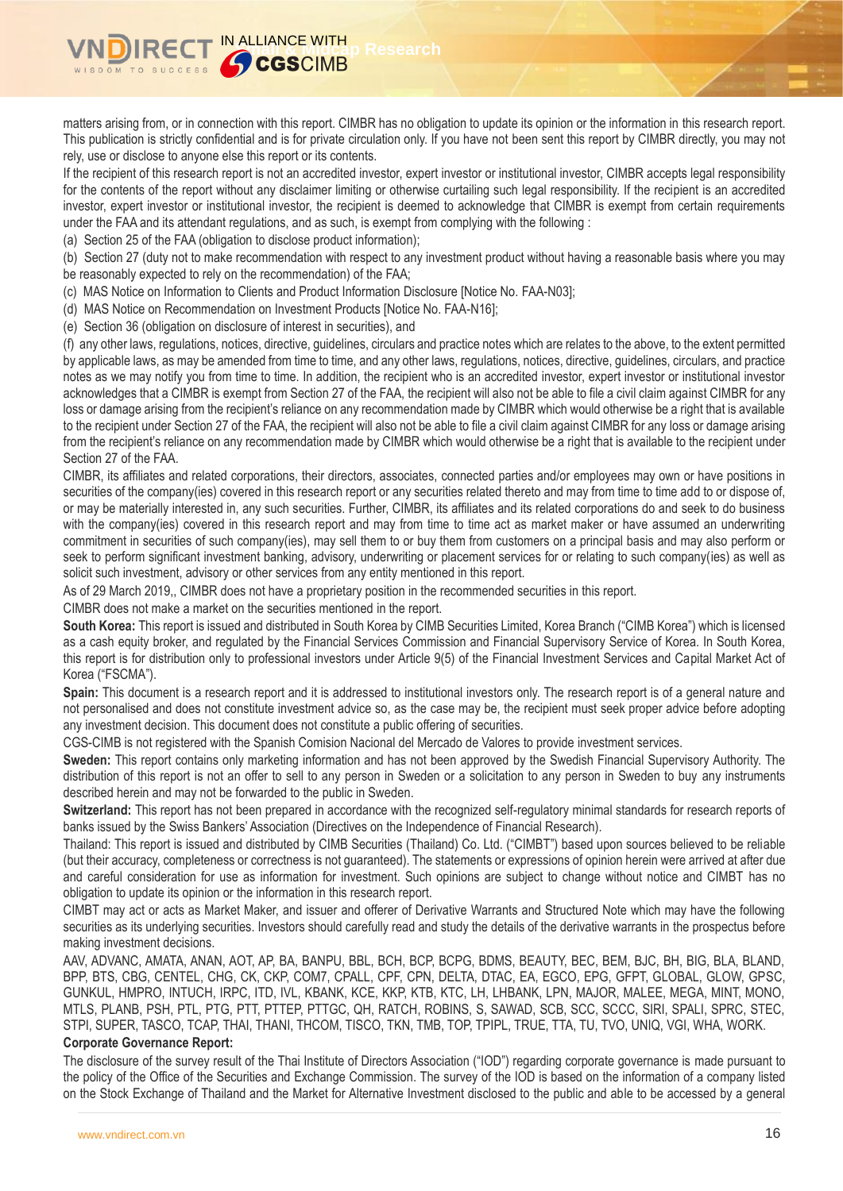matters arising from, or in connection with this report. CIMBR has no obligation to update its opinion or the information in this research report. This publication is strictly confidential and is for private circulation only. If you have not been sent this report by CIMBR directly, you may not rely, use or disclose to anyone else this report or its contents.

If the recipient of this research report is not an accredited investor, expert investor or institutional investor, CIMBR accepts legal responsibility for the contents of the report without any disclaimer limiting or otherwise curtailing such legal responsibility. If the recipient is an accredited investor, expert investor or institutional investor, the recipient is deemed to acknowledge that CIMBR is exempt from certain requirements under the FAA and its attendant regulations, and as such, is exempt from complying with the following :

(a) Section 25 of the FAA (obligation to disclose product information);

(b) Section 27 (duty not to make recommendation with respect to any investment product without having a reasonable basis where you may be reasonably expected to rely on the recommendation) of the FAA;

(c) MAS Notice on Information to Clients and Product Information Disclosure [Notice No. FAA-N03];

(d) MAS Notice on Recommendation on Investment Products [Notice No. FAA-N16];

(e) Section 36 (obligation on disclosure of interest in securities), and

(f) any other laws, regulations, notices, directive, guidelines, circulars and practice notes which are relates to the above, to the extent permitted by applicable laws, as may be amended from time to time, and any other laws, regulations, notices, directive, guidelines, circulars, and practice notes as we may notify you from time to time. In addition, the recipient who is an accredited investor, expert investor or institutional investor acknowledges that a CIMBR is exempt from Section 27 of the FAA, the recipient will also not be able to file a civil claim against CIMBR for any loss or damage arising from the recipient's reliance on any recommendation made by CIMBR which would otherwise be a right that is available to the recipient under Section 27 of the FAA, the recipient will also not be able to file a civil claim against CIMBR for any loss or damage arising from the recipient's reliance on any recommendation made by CIMBR which would otherwise be a right that is available to the recipient under Section 27 of the FAA.

CIMBR, its affiliates and related corporations, their directors, associates, connected parties and/or employees may own or have positions in securities of the company(ies) covered in this research report or any securities related thereto and may from time to time add to or dispose of, or may be materially interested in, any such securities. Further, CIMBR, its affiliates and its related corporations do and seek to do business with the company(ies) covered in this research report and may from time to time act as market maker or have assumed an underwriting commitment in securities of such company(ies), may sell them to or buy them from customers on a principal basis and may also perform or seek to perform significant investment banking, advisory, underwriting or placement services for or relating to such company(ies) as well as solicit such investment, advisory or other services from any entity mentioned in this report.

As of 29 March 2019,, CIMBR does not have a proprietary position in the recommended securities in this report.

CIMBR does not make a market on the securities mentioned in the report.

**South Korea:** This report is issued and distributed in South Korea by CIMB Securities Limited, Korea Branch ("CIMB Korea") which is licensed as a cash equity broker, and regulated by the Financial Services Commission and Financial Supervisory Service of Korea. In South Korea, this report is for distribution only to professional investors under Article 9(5) of the Financial Investment Services and Capital Market Act of Korea ("FSCMA").

**Spain:** This document is a research report and it is addressed to institutional investors only. The research report is of a general nature and not personalised and does not constitute investment advice so, as the case may be, the recipient must seek proper advice before adopting any investment decision. This document does not constitute a public offering of securities.

CGS-CIMB is not registered with the Spanish Comision Nacional del Mercado de Valores to provide investment services.

**Sweden:** This report contains only marketing information and has not been approved by the Swedish Financial Supervisory Authority. The distribution of this report is not an offer to sell to any person in Sweden or a solicitation to any person in Sweden to buy any instruments described herein and may not be forwarded to the public in Sweden.

**Switzerland:** This report has not been prepared in accordance with the recognized self-regulatory minimal standards for research reports of banks issued by the Swiss Bankers' Association (Directives on the Independence of Financial Research).

Thailand: This report is issued and distributed by CIMB Securities (Thailand) Co. Ltd. ("CIMBT") based upon sources believed to be reliable (but their accuracy, completeness or correctness is not guaranteed). The statements or expressions of opinion herein were arrived at after due and careful consideration for use as information for investment. Such opinions are subject to change without notice and CIMBT has no obligation to update its opinion or the information in this research report.

CIMBT may act or acts as Market Maker, and issuer and offerer of Derivative Warrants and Structured Note which may have the following securities as its underlying securities. Investors should carefully read and study the details of the derivative warrants in the prospectus before making investment decisions.

AAV, ADVANC, AMATA, ANAN, AOT, AP, BA, BANPU, BBL, BCH, BCP, BCPG, BDMS, BEAUTY, BEC, BEM, BJC, BH, BIG, BLA, BLAND, BPP, BTS, CBG, CENTEL, CHG, CK, CKP, COM7, CPALL, CPF, CPN, DELTA, DTAC, EA, EGCO, EPG, GFPT, GLOBAL, GLOW, GPSC, GUNKUL, HMPRO, INTUCH, IRPC, ITD, IVL, KBANK, KCE, KKP, KTB, KTC, LH, LHBANK, LPN, MAJOR, MALEE, MEGA, MINT, MONO, MTLS, PLANB, PSH, PTL, PTG, PTT, PTTEP, PTTGC, QH, RATCH, ROBINS, S, SAWAD, SCB, SCC, SCCC, SIRI, SPALI, SPRC, STEC, STPI, SUPER, TASCO, TCAP, THAI, THANI, THCOM, TISCO, TKN, TMB, TOP, TPIPL, TRUE, TTA, TU, TVO, UNIQ, VGI, WHA, WORK.

**Corporate Governance Report:**

The disclosure of the survey result of the Thai Institute of Directors Association ("IOD") regarding corporate governance is made pursuant to the policy of the Office of the Securities and Exchange Commission. The survey of the IOD is based on the information of a company listed on the Stock Exchange of Thailand and the Market for Alternative Investment disclosed to the public and able to be accessed by a general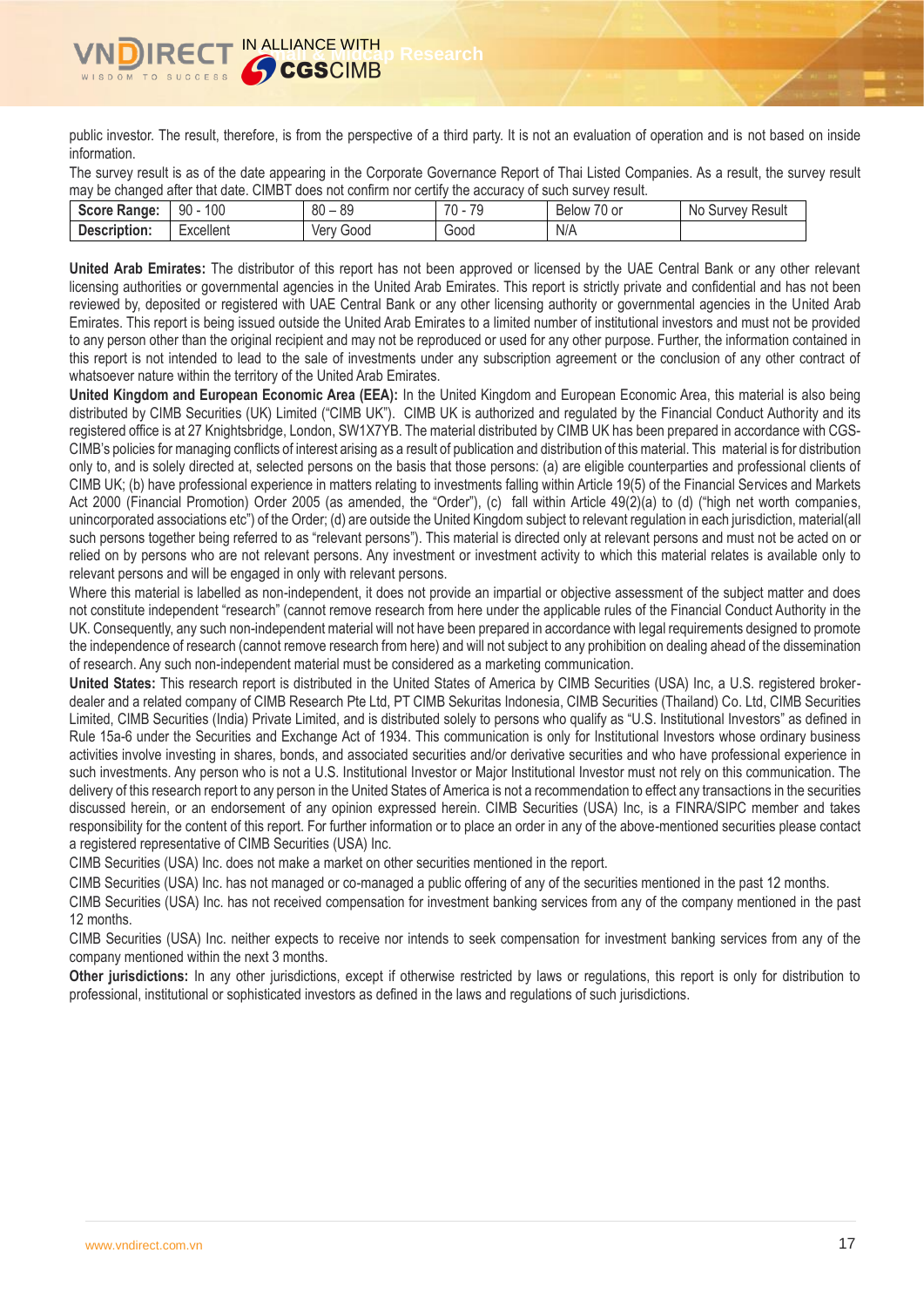public investor. The result, therefore, is from the perspective of a third party. It is not an evaluation of operation and is not based on inside information.

The survey result is as of the date appearing in the Corporate Governance Report of Thai Listed Companies. As a result, the survey result may be changed after that date. CIMBT does not confirm nor certify the accuracy of such survey result.

| **Score Range:** | 90 - 100 | 80 – 89 | 70 - 79 | Below 70 or | No Survey Result |
|---|---|---|---|---|---|
| **Description:** | Excellent | Very Good | Good | N/A | |

**United Arab Emirates:** The distributor of this report has not been approved or licensed by the UAE Central Bank or any other relevant licensing authorities or governmental agencies in the United Arab Emirates. This report is strictly private and confidential and has not been reviewed by, deposited or registered with UAE Central Bank or any other licensing authority or governmental agencies in the United Arab Emirates. This report is being issued outside the United Arab Emirates to a limited number of institutional investors and must not be provided to any person other than the original recipient and may not be reproduced or used for any other purpose. Further, the information contained in this report is not intended to lead to the sale of investments under any subscription agreement or the conclusion of any other contract of whatsoever nature within the territory of the United Arab Emirates.

**United Kingdom and European Economic Area (EEA):** In the United Kingdom and European Economic Area, this material is also being distributed by CIMB Securities (UK) Limited ("CIMB UK"). CIMB UK is authorized and regulated by the Financial Conduct Authority and its registered office is at 27 Knightsbridge, London, SW1X7YB. The material distributed by CIMB UK has been prepared in accordance with CGS-CIMB's policies for managing conflicts of interest arising as a result of publication and distribution of this material. This material is for distribution only to, and is solely directed at, selected persons on the basis that those persons: (a) are eligible counterparties and professional clients of CIMB UK; (b) have professional experience in matters relating to investments falling within Article 19(5) of the Financial Services and Markets Act 2000 (Financial Promotion) Order 2005 (as amended, the "Order"), (c) fall within Article 49(2)(a) to (d) ("high net worth companies, unincorporated associations etc") of the Order; (d) are outside the United Kingdom subject to relevant regulation in each jurisdiction, material(all such persons together being referred to as "relevant persons"). This material is directed only at relevant persons and must not be acted on or relied on by persons who are not relevant persons. Any investment or investment activity to which this material relates is available only to relevant persons and will be engaged in only with relevant persons.

Where this material is labelled as non-independent, it does not provide an impartial or objective assessment of the subject matter and does not constitute independent "research" (cannot remove research from here under the applicable rules of the Financial Conduct Authority in the UK. Consequently, any such non-independent material will not have been prepared in accordance with legal requirements designed to promote the independence of research (cannot remove research from here) and will not subject to any prohibition on dealing ahead of the dissemination of research. Any such non-independent material must be considered as a marketing communication.

**United States:** This research report is distributed in the United States of America by CIMB Securities (USA) Inc, a U.S. registered broker-dealer and a related company of CIMB Research Pte Ltd, PT CIMB Sekuritas Indonesia, CIMB Securities (Thailand) Co. Ltd, CIMB Securities Limited, CIMB Securities (India) Private Limited, and is distributed solely to persons who qualify as "U.S. Institutional Investors" as defined in Rule 15a-6 under the Securities and Exchange Act of 1934. This communication is only for Institutional Investors whose ordinary business activities involve investing in shares, bonds, and associated securities and/or derivative securities and who have professional experience in such investments. Any person who is not a U.S. Institutional Investor or Major Institutional Investor must not rely on this communication. The delivery of this research report to any person in the United States of America is not a recommendation to effect any transactions in the securities discussed herein, or an endorsement of any opinion expressed herein. CIMB Securities (USA) Inc, is a FINRA/SIPC member and takes responsibility for the content of this report. For further information or to place an order in any of the above-mentioned securities please contact a registered representative of CIMB Securities (USA) Inc.

CIMB Securities (USA) Inc. does not make a market on other securities mentioned in the report.

CIMB Securities (USA) Inc. has not managed or co-managed a public offering of any of the securities mentioned in the past 12 months.

CIMB Securities (USA) Inc. has not received compensation for investment banking services from any of the company mentioned in the past 12 months.

CIMB Securities (USA) Inc. neither expects to receive nor intends to seek compensation for investment banking services from any of the company mentioned within the next 3 months.

**Other jurisdictions:** In any other jurisdictions, except if otherwise restricted by laws or regulations, this report is only for distribution to professional, institutional or sophisticated investors as defined in the laws and regulations of such jurisdictions.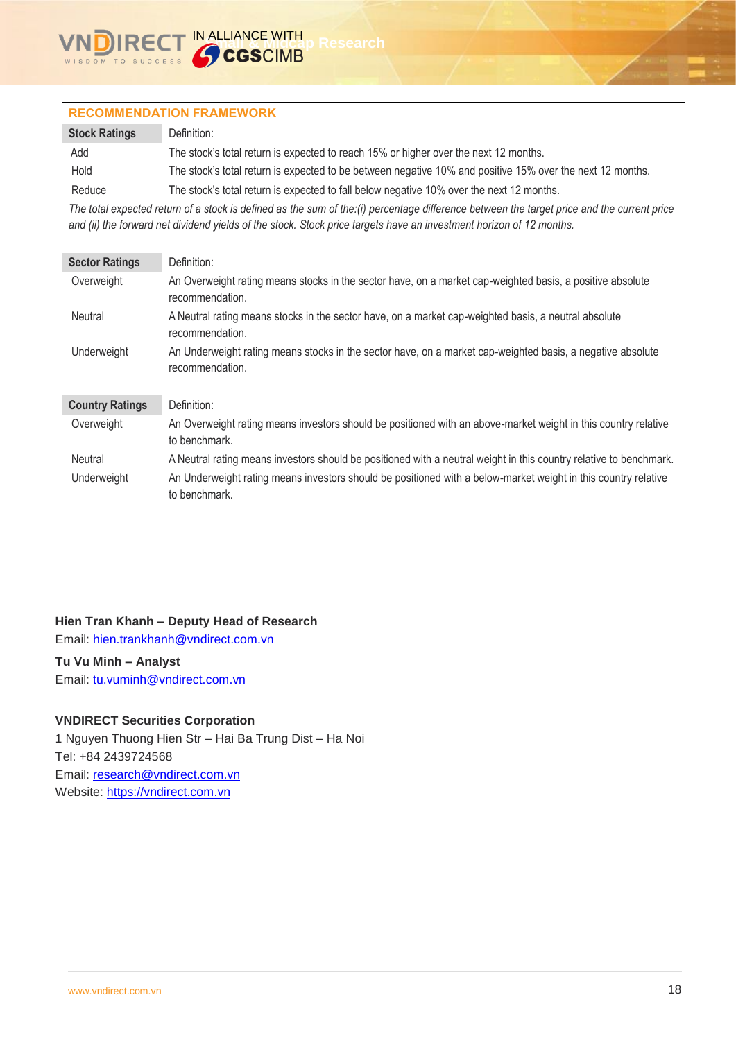## RECOMMENDATION FRAMEWORK

| Stock Ratings | Definition: |
|---|---|
| Add | The stock's total return is expected to reach 15% or higher over the next 12 months. |
| Hold | The stock's total return is expected to be between negative 10% and positive 15% over the next 12 months. |
| Reduce | The stock's total return is expected to fall below negative 10% over the next 12 months. |

*The total expected return of a stock is defined as the sum of the:(i) percentage difference between the target price and the current price and (ii) the forward net dividend yields of the stock. Stock price targets have an investment horizon of 12 months.*

| Sector Ratings | Definition: |
|---|---|
| Overweight | An Overweight rating means stocks in the sector have, on a market cap-weighted basis, a positive absolute recommendation. |
| Neutral | A Neutral rating means stocks in the sector have, on a market cap-weighted basis, a neutral absolute recommendation. |
| Underweight | An Underweight rating means stocks in the sector have, on a market cap-weighted basis, a negative absolute recommendation. |

| Country Ratings | Definition: |
|---|---|
| Overweight | An Overweight rating means investors should be positioned with an above-market weight in this country relative to benchmark. |
| Neutral | A Neutral rating means investors should be positioned with a neutral weight in this country relative to benchmark. |
| Underweight | An Underweight rating means investors should be positioned with a below-market weight in this country relative to benchmark. |

**Hien Tran Khanh – Deputy Head of Research**
Email: hien.trankhanh@vndirect.com.vn

**Tu Vu Minh – Analyst**
Email: tu.vuminh@vndirect.com.vn

**VNDIRECT Securities Corporation**
1 Nguyen Thuong Hien Str – Hai Ba Trung Dist – Ha Noi
Tel: +84 2439724568
Email: research@vndirect.com.vn
Website: https://vndirect.com.vn